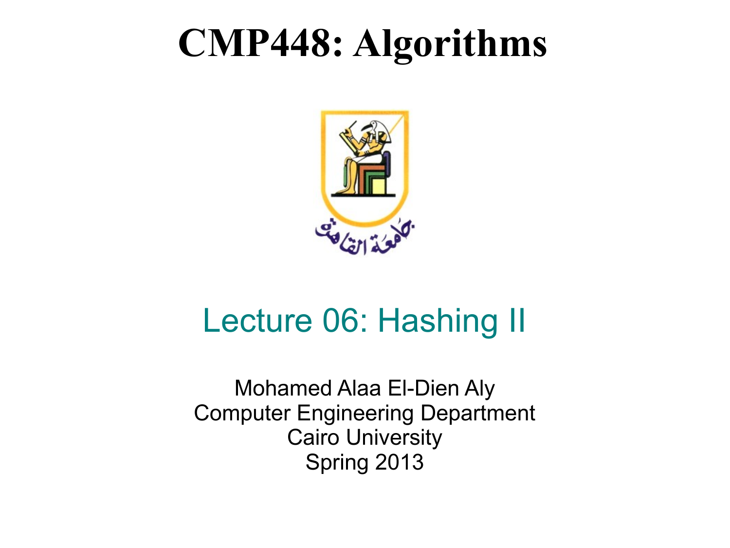# CMP448: Algorithms

## Lecture 06: Hashing II

Mohamed Alaa El-Dien Aly
Computer Engineering Department
Cairo University
Spring 2013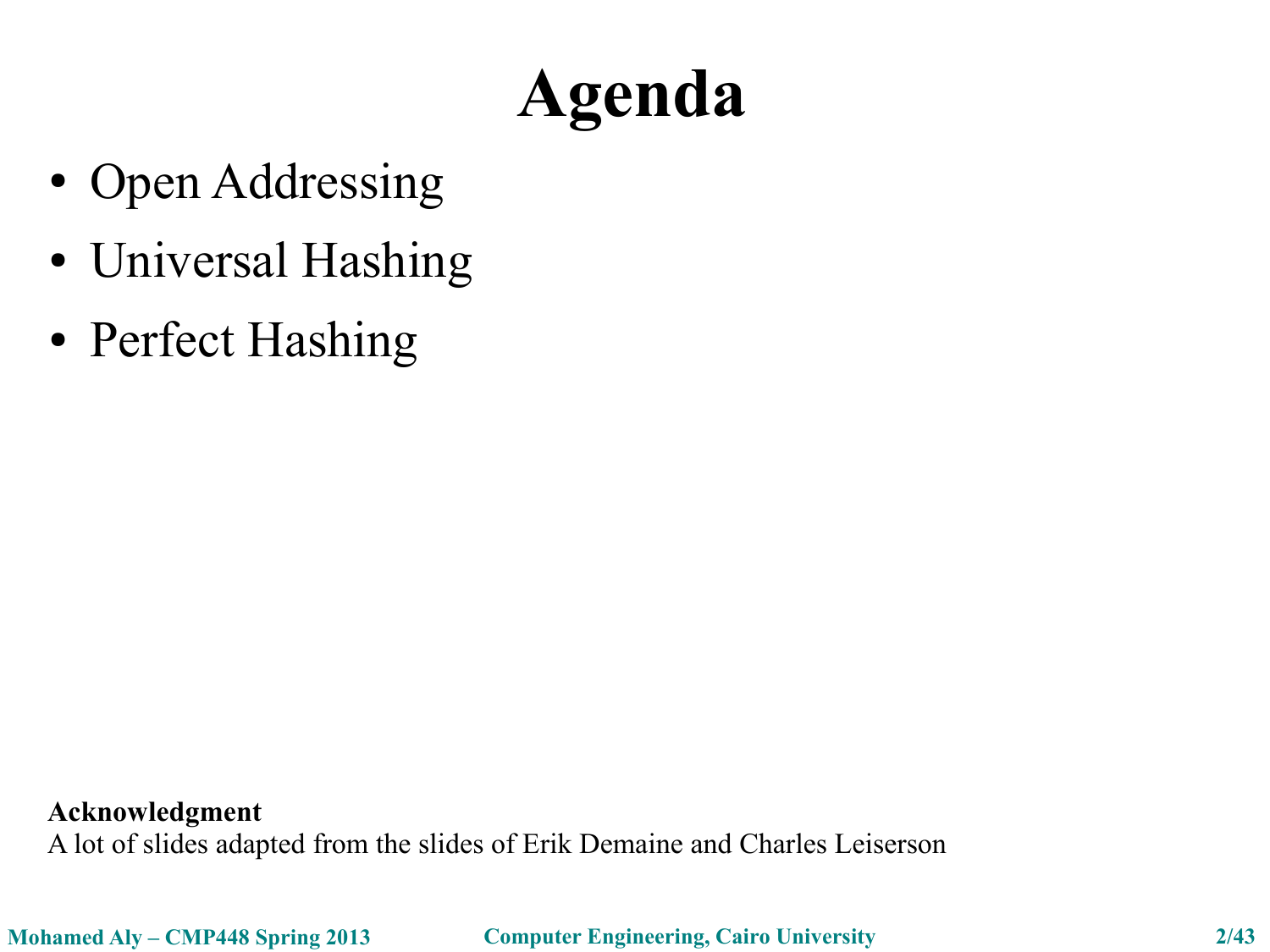# Agenda

- Open Addressing
- Universal Hashing
- Perfect Hashing

**Acknowledgment**
A lot of slides adapted from the slides of Erik Demaine and Charles Leiserson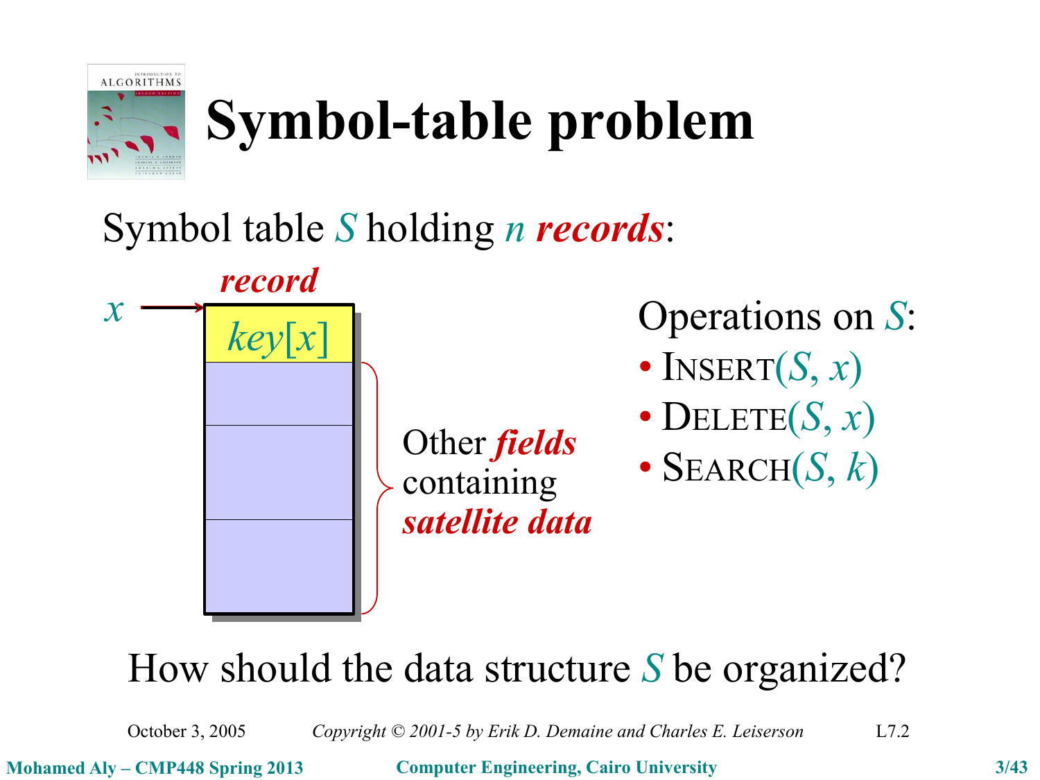# Symbol-table problem

Symbol table $S$ holding $n$ ***records***:

$x$ → ***record***

| $key[x]$ |
| --- |
| |
| |
| |

Other ***fields*** containing ***satellite data***

Operations on $S$:

- INSERT$(S, x)$
- DELETE$(S, x)$
- SEARCH$(S, k)$

How should the data structure $S$ be organized?

October 3, 2005 *Copyright © 2001-5 by Erik D. Demaine and Charles E. Leiserson* L7.2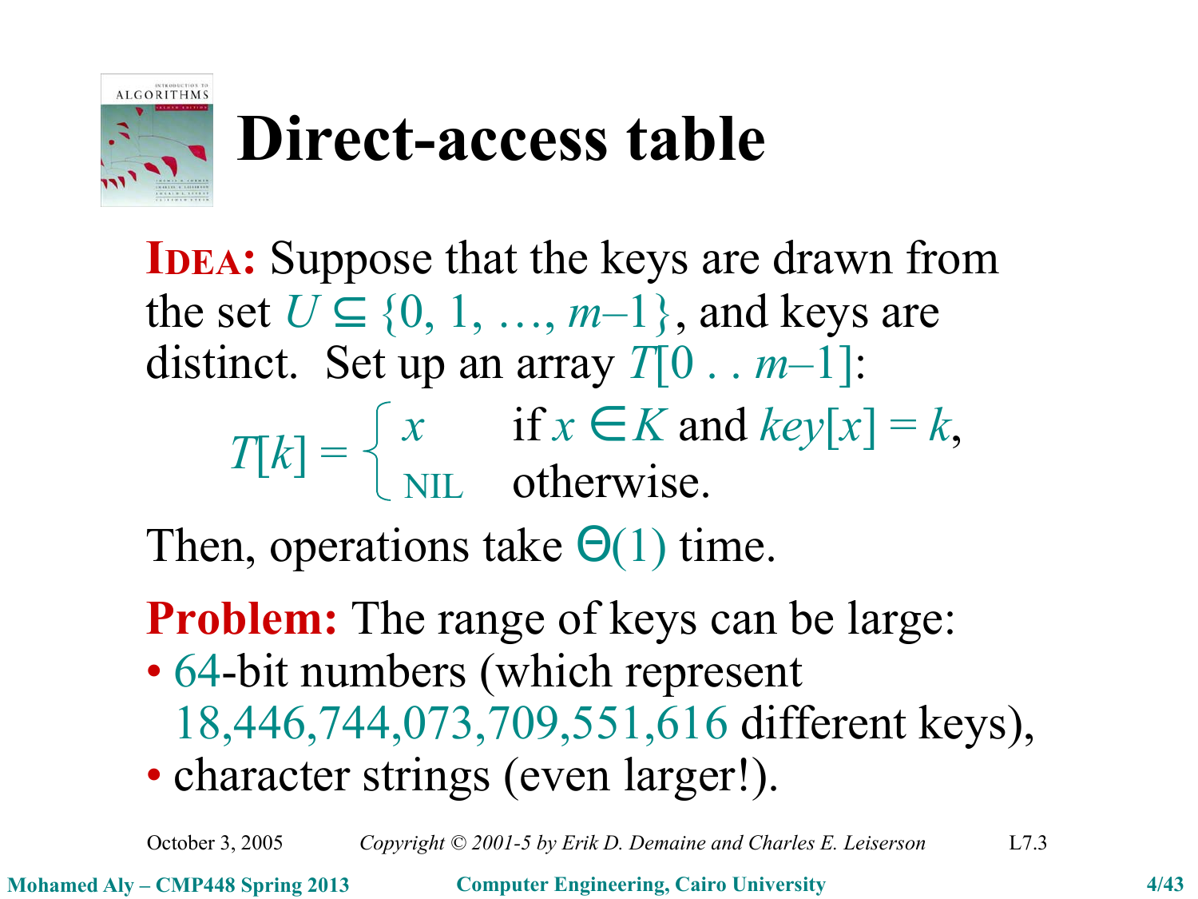# Direct-access table

**IDEA:** Suppose that the keys are drawn from the set $U \subseteq \{0, 1, \ldots, m-1\}$, and keys are distinct. Set up an array $T[0 \,..\, m-1]$:

$$T[k] = \begin{cases} x & \text{if } x \in K \text{ and } key[x] = k, \\ \text{NIL} & \text{otherwise.} \end{cases}$$

Then, operations take $\Theta(1)$ time.

**Problem:** The range of keys can be large:

- 64-bit numbers (which represent 18,446,744,073,709,551,616 different keys),
- character strings (even larger!).

October 3, 2005 *Copyright © 2001-5 by Erik D. Demaine and Charles E. Leiserson* L7.3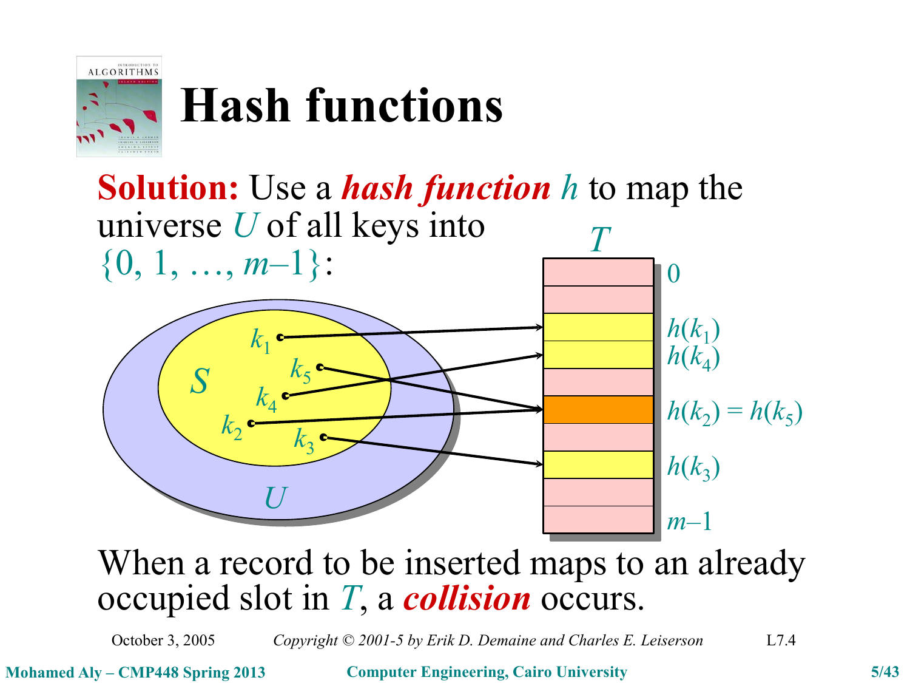# Hash functions

**Solution:** Use a ***hash function*** $h$ to map the universe $U$ of all keys into $\{0, 1, \ldots, m-1\}$:

$T$

$0$

$h(k_1)$

$h(k_4)$

$h(k_2) = h(k_5)$

$h(k_3)$

$m-1$

$S$: $k_1$, $k_5$, $k_4$, $k_2$, $k_3$

$U$

When a record to be inserted maps to an already occupied slot in $T$, a ***collision*** occurs.

October 3, 2005 *Copyright © 2001-5 by Erik D. Demaine and Charles E. Leiserson* L7.4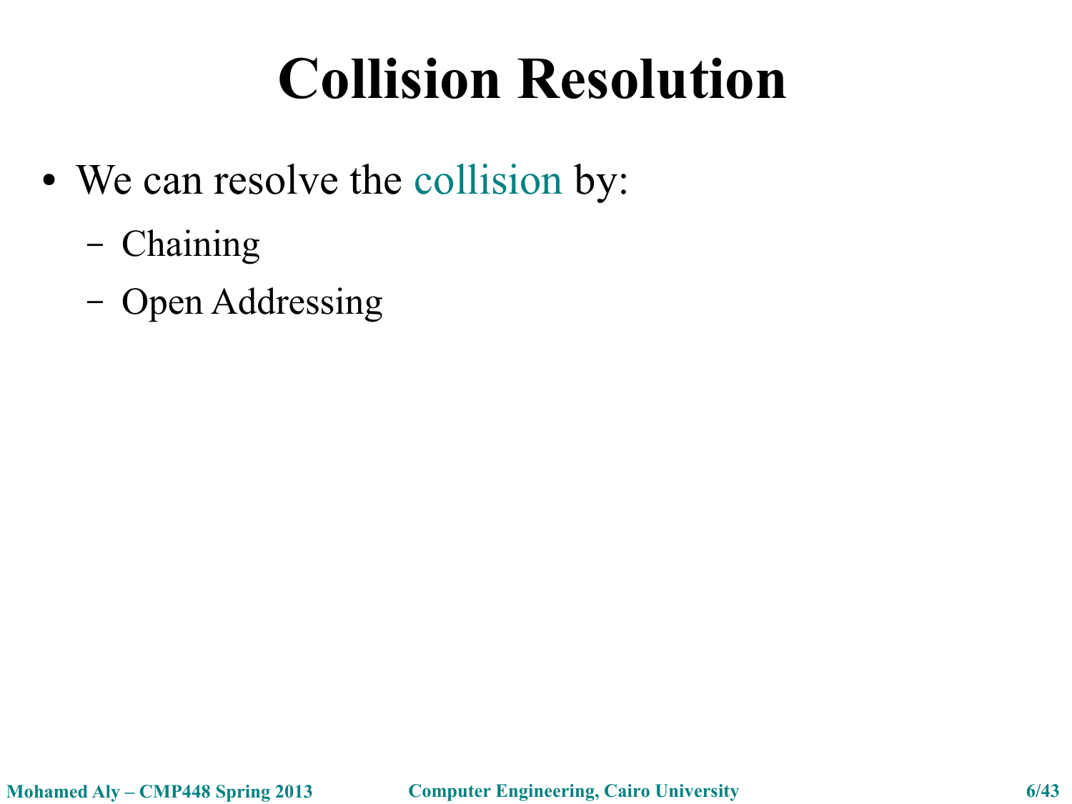# Collision Resolution

- We can resolve the collision by:
  - Chaining
  - Open Addressing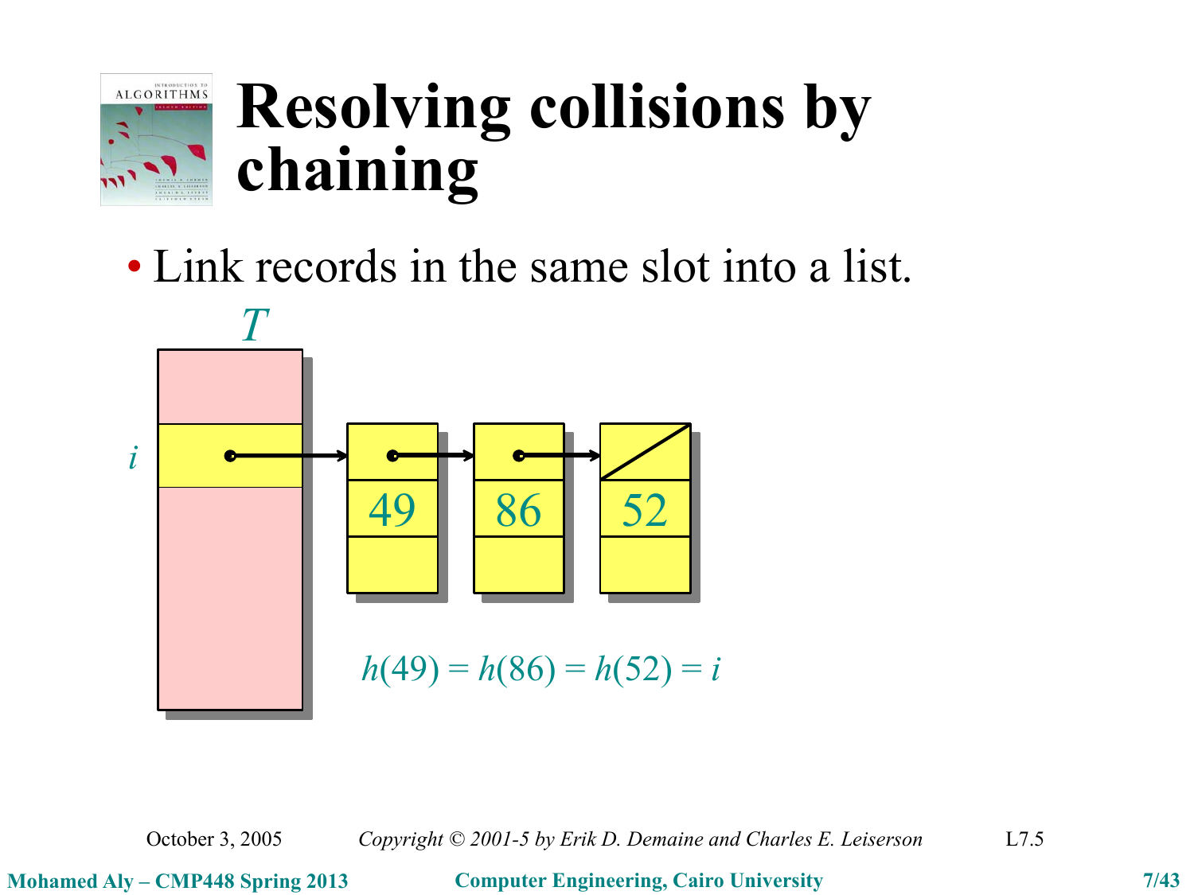# Resolving collisions by chaining

- Link records in the same slot into a list.

$T$

$i$

49 86 52

$h(49) = h(86) = h(52) = i$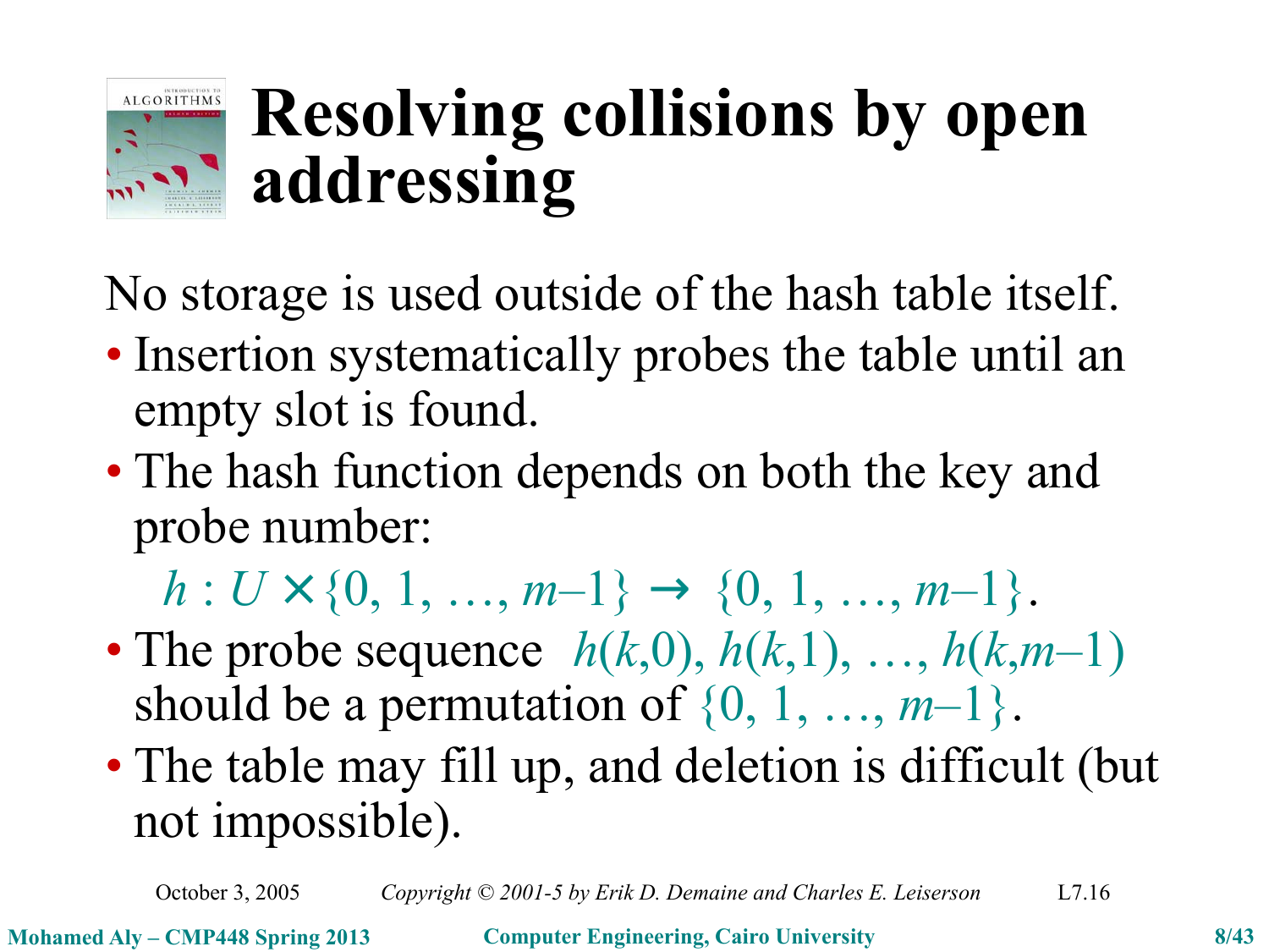# Resolving collisions by open addressing

No storage is used outside of the hash table itself.

- Insertion systematically probes the table until an empty slot is found.
- The hash function depends on both the key and probe number:

  $h : U \times \{0, 1, \ldots, m-1\} \rightarrow \{0, 1, \ldots, m-1\}$.

- The probe sequence $\langle h(k,0), h(k,1), \ldots, h(k,m-1) \rangle$ should be a permutation of $\{0, 1, \ldots, m-1\}$.
- The table may fill up, and deletion is difficult (but not impossible).

October 3, 2005 *Copyright © 2001-5 by Erik D. Demaine and Charles E. Leiserson* L7.16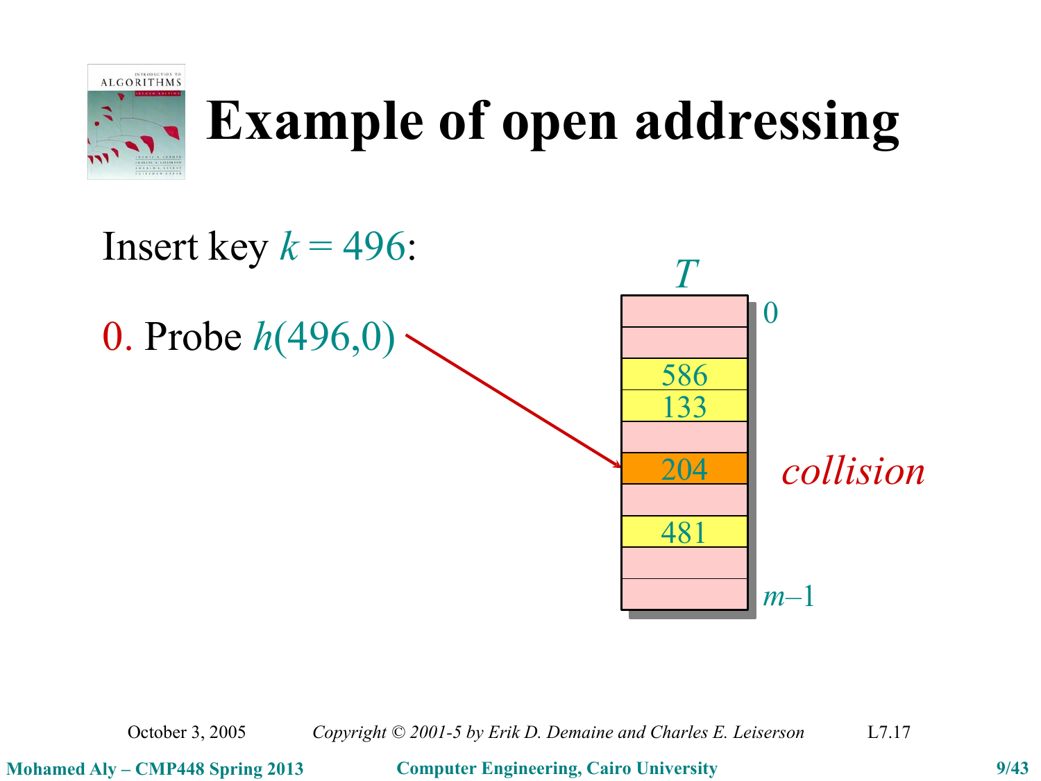# Example of open addressing

Insert key $k = 496$:

0. Probe $h(496,0)$

| $T$ | |
|---|---|
| | 0 |
| | |
| 586 | |
| 133 | |
| | |
| 204 | *collision* |
| | |
| 481 | |
| | |
| | $m–1$ |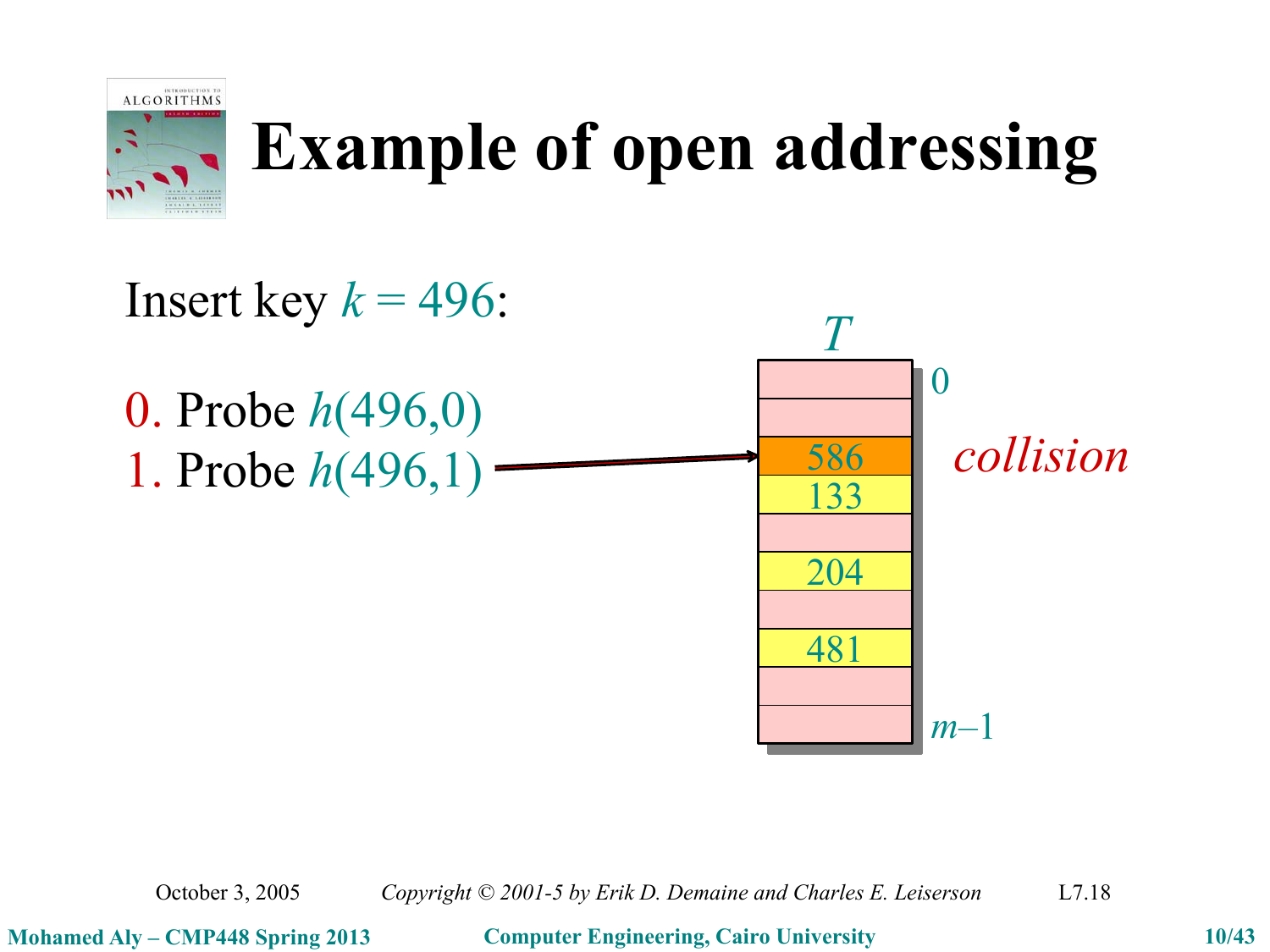# Example of open addressing

Insert key $k = 496$:

0. Probe $h(496,0)$
1. Probe $h(496,1)$

| $T$ | |
|---|---|
| | 0 |
| | |
| 586 | *collision* |
| 133 | |
| | |
| 204 | |
| | |
| 481 | |
| | |
| | $m-1$ |

October 3, 2005 — *Copyright © 2001-5 by Erik D. Demaine and Charles E. Leiserson* — L7.18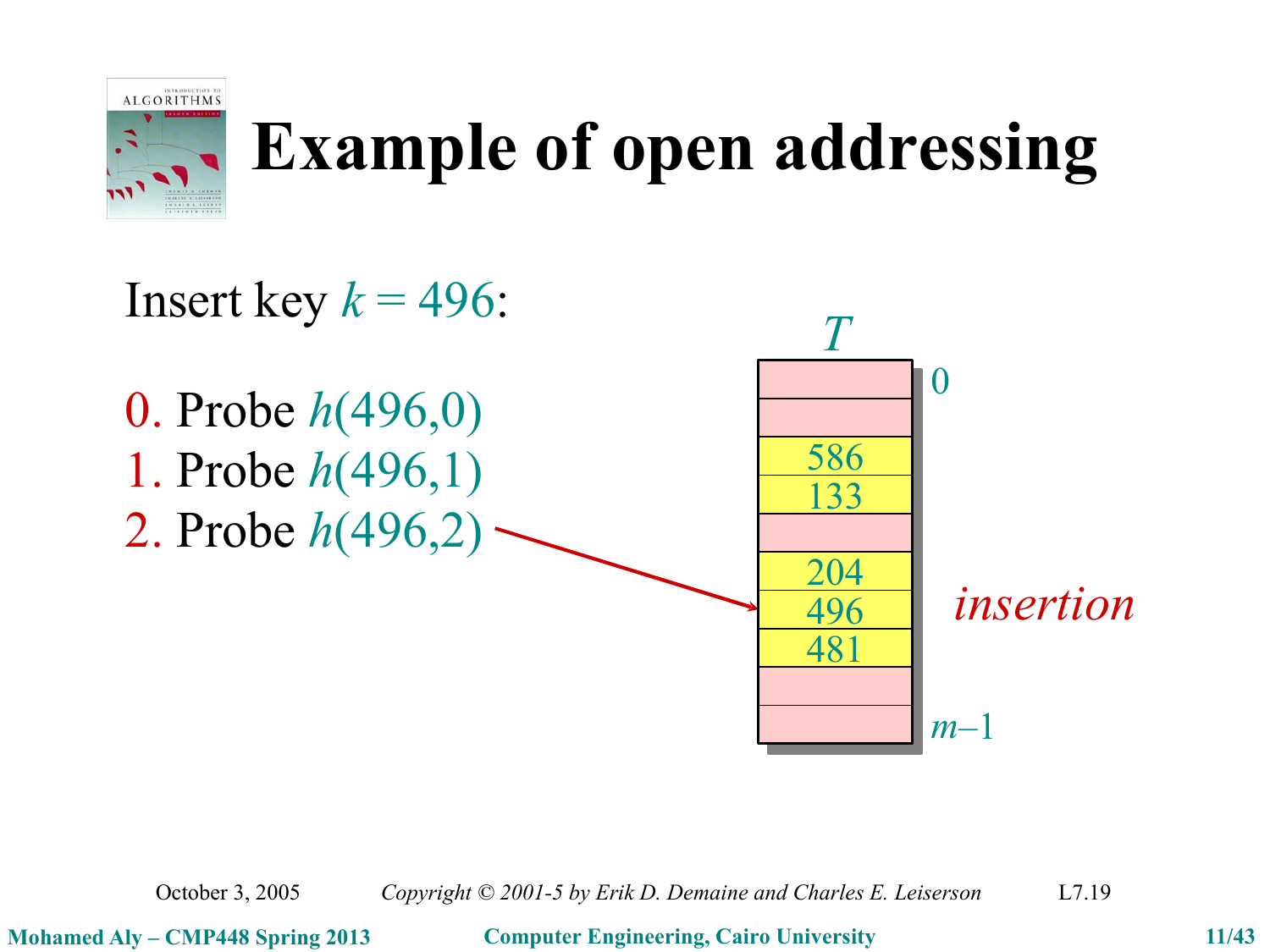# Example of open addressing

Insert key $k = 496$:

0. Probe $h(496,0)$
1. Probe $h(496,1)$
2. Probe $h(496,2)$

| $T$ | |
|---|---|
| | 0 |
| | |
| 586 | |
| 133 | |
| | |
| 204 | |
| 496 | *insertion* |
| 481 | |
| | |
| | $m-1$ |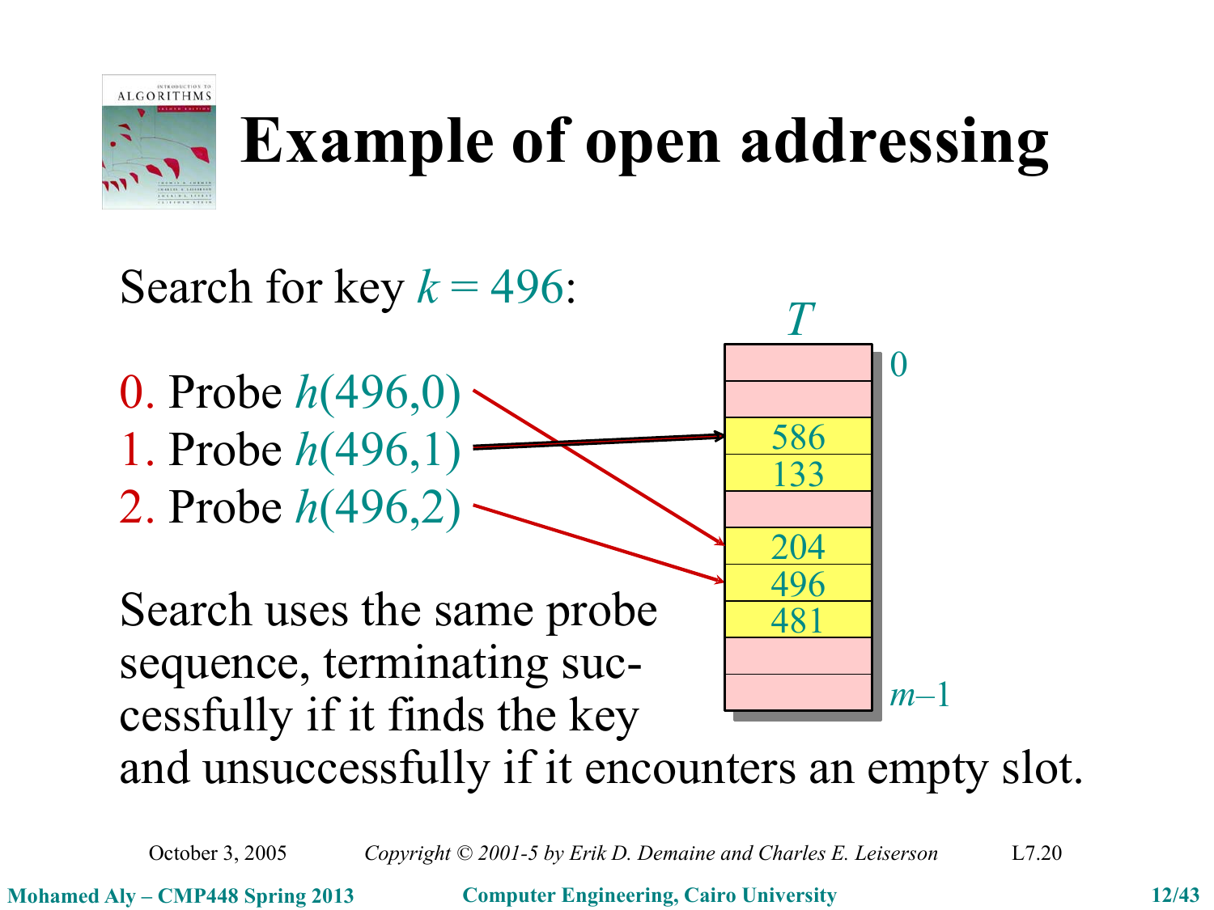# Example of open addressing

Search for key $k = 496$:

0. Probe $h(496,0)$
1. Probe $h(496,1)$
2. Probe $h(496,2)$

| $T$ | |
|---|---|
| | 0 |
| | |
| 586 | |
| 133 | |
| | |
| 204 | |
| 496 | |
| 481 | |
| | |
| | $m-1$ |

Search uses the same probe sequence, terminating successfully if it finds the key and unsuccessfully if it encounters an empty slot.

October 3, 2005 — *Copyright © 2001-5 by Erik D. Demaine and Charles E. Leiserson* — L7.20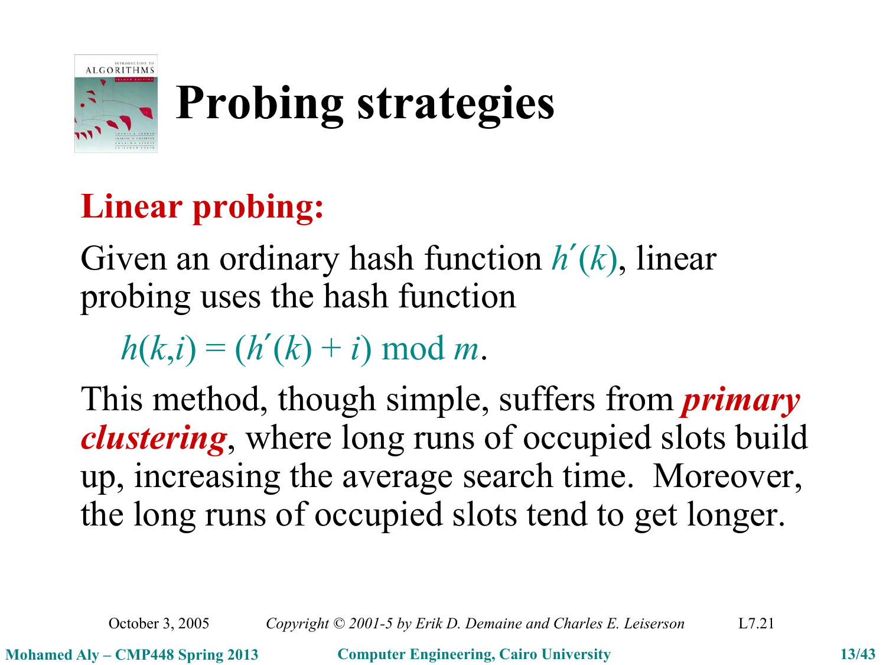# Probing strategies

**Linear probing:**

Given an ordinary hash function $h'(k)$, linear probing uses the hash function

$$h(k,i) = (h'(k) + i) \bmod m.$$

This method, though simple, suffers from ***primary clustering***, where long runs of occupied slots build up, increasing the average search time. Moreover, the long runs of occupied slots tend to get longer.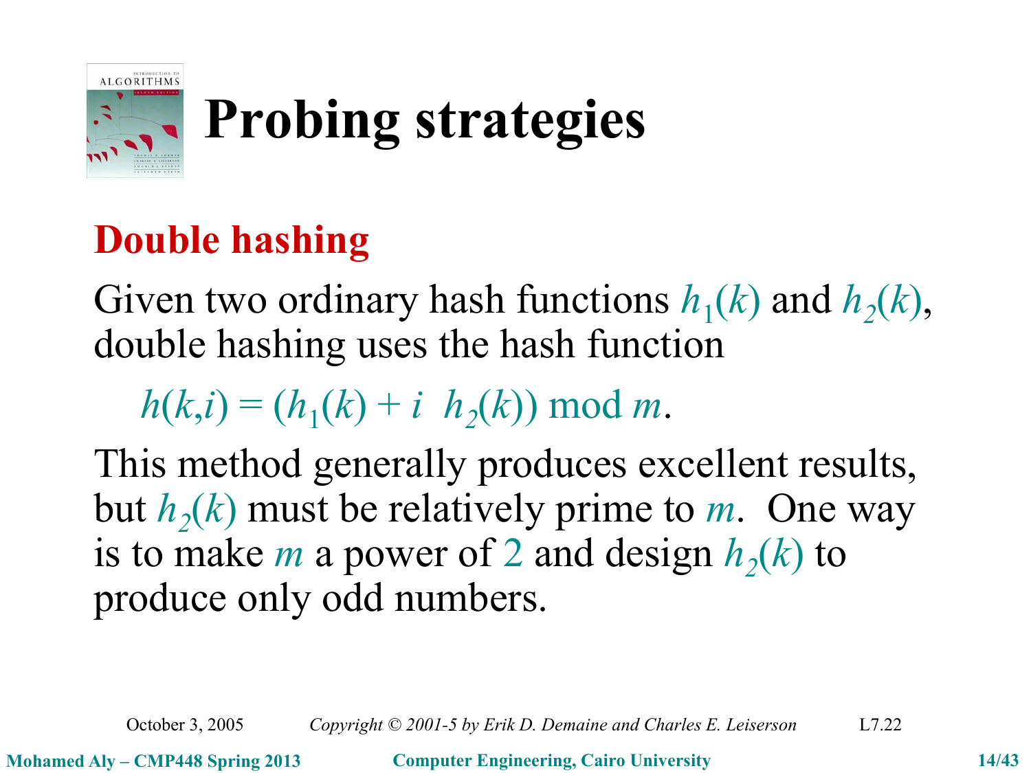# Probing strategies

## Double hashing

Given two ordinary hash functions $h_1(k)$ and $h_2(k)$, double hashing uses the hash function

$$h(k,i) = (h_1(k) + i \; h_2(k)) \bmod m.$$

This method generally produces excellent results, but $h_2(k)$ must be relatively prime to $m$. One way is to make $m$ a power of $2$ and design $h_2(k)$ to produce only odd numbers.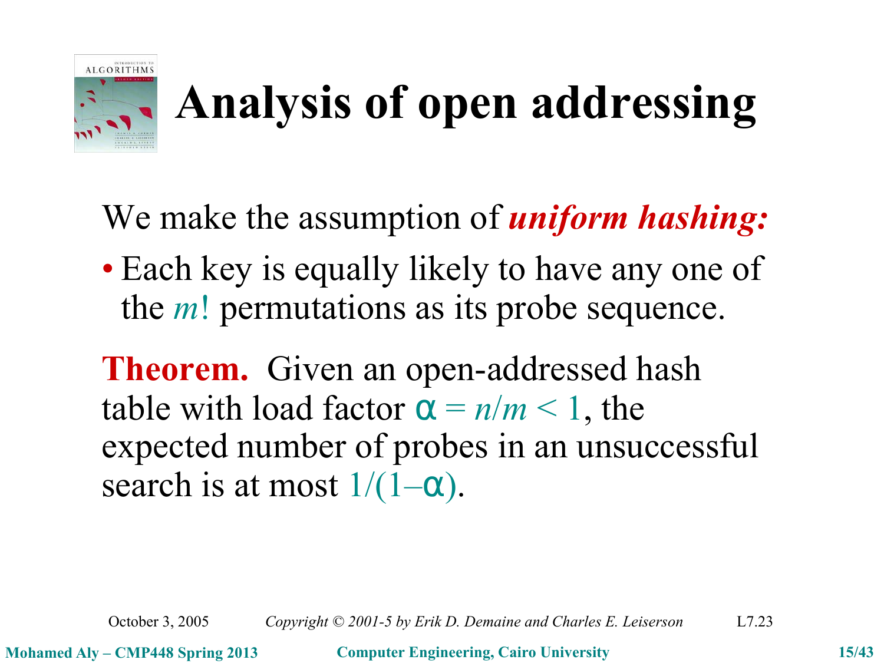# Analysis of open addressing

We make the assumption of ***uniform hashing:***

- Each key is equally likely to have any one of the $m!$ permutations as its probe sequence.

**Theorem.** Given an open-addressed hash table with load factor $\alpha = n/m < 1$, the expected number of probes in an unsuccessful search is at most $1/(1-\alpha)$.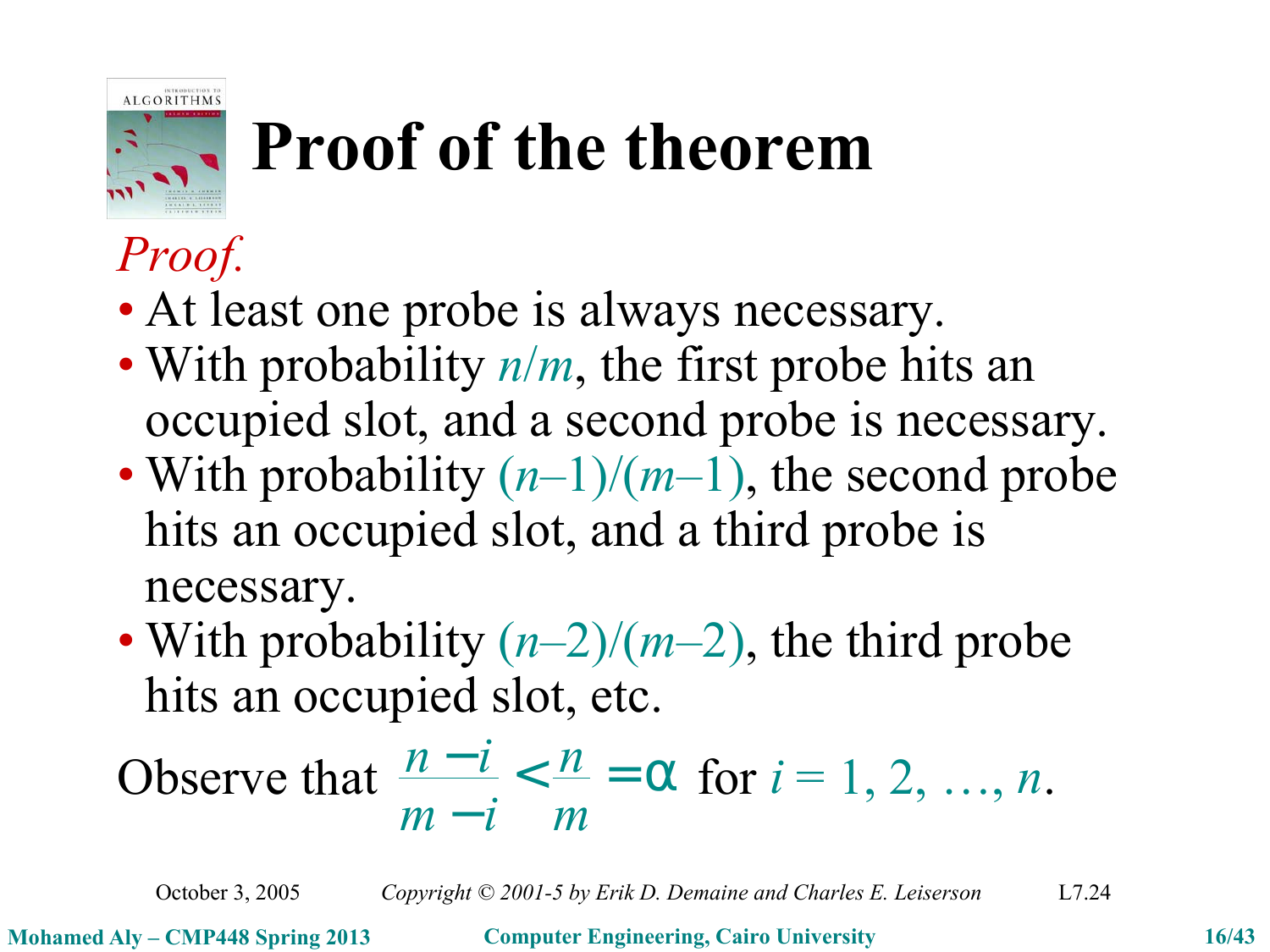# Proof of the theorem

*Proof.*

- At least one probe is always necessary.
- With probability $n/m$, the first probe hits an occupied slot, and a second probe is necessary.
- With probability $(n-1)/(m-1)$, the second probe hits an occupied slot, and a third probe is necessary.
- With probability $(n-2)/(m-2)$, the third probe hits an occupied slot, etc.

Observe that $\dfrac{n-i}{m-i} < \dfrac{n}{m} = \alpha$ for $i = 1, 2, \ldots, n$.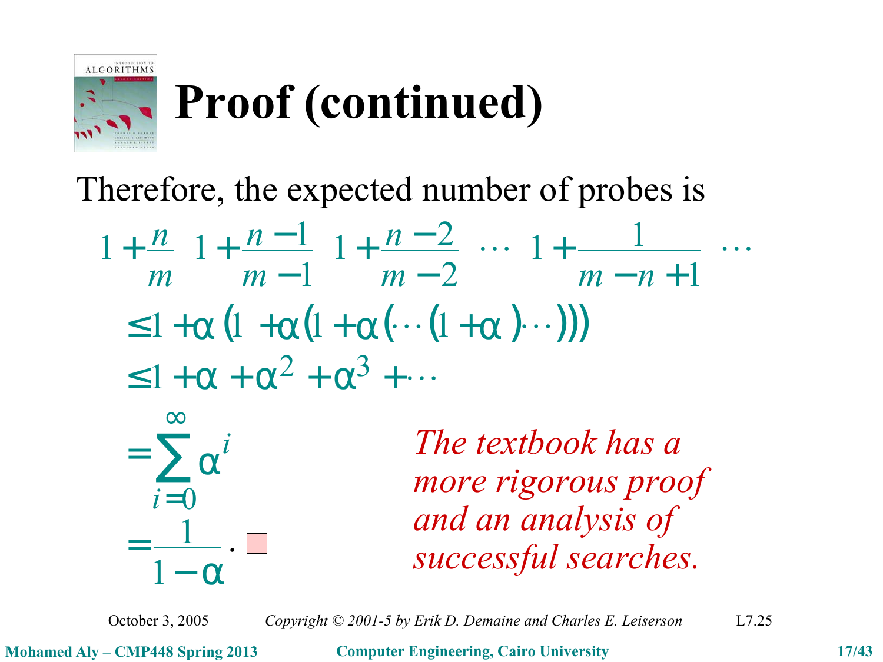# Proof (continued)

Therefore, the expected number of probes is

$$1+\frac{n}{m}\left(1+\frac{n-1}{m-1}\left(1+\frac{n-2}{m-2}\left(\cdots\left(1+\frac{1}{m-n+1}\right)\cdots\right)\right)\right)$$

$$\le 1+\alpha\left(1+\alpha\left(1+\alpha\left(\cdots\left(1+\alpha\right)\cdots\right)\right)\right)$$

$$\le 1+\alpha+\alpha^2+\alpha^3+\cdots$$

$$=\sum_{i=0}^{\infty}\alpha^i$$

$$=\frac{1}{1-\alpha}.\ \square$$

*The textbook has a more rigorous proof and an analysis of successful searches.*

October 3, 2005 — *Copyright © 2001-5 by Erik D. Demaine and Charles E. Leiserson* — L7.25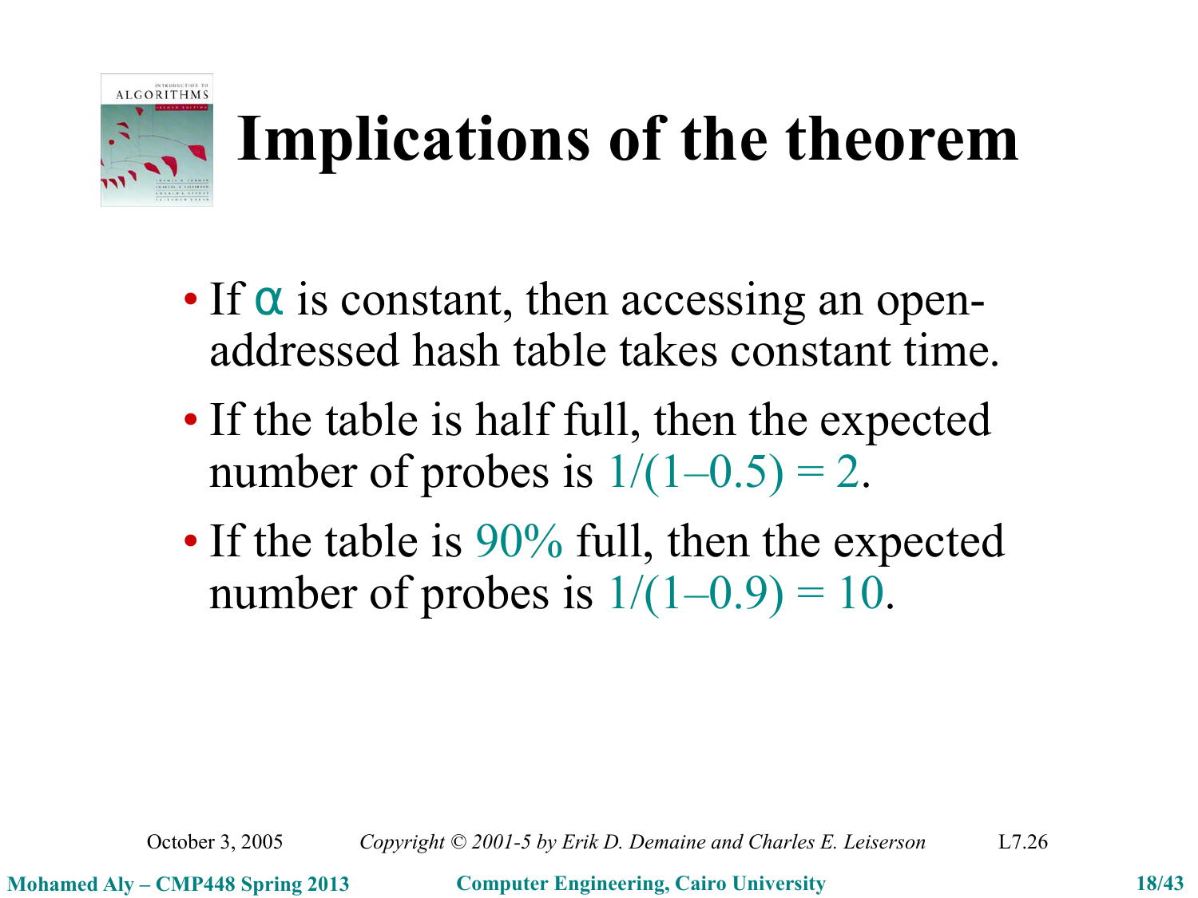# Implications of the theorem

- If $\alpha$ is constant, then accessing an open-addressed hash table takes constant time.
- If the table is half full, then the expected number of probes is $1/(1-0.5) = 2$.
- If the table is 90% full, then the expected number of probes is $1/(1-0.9) = 10$.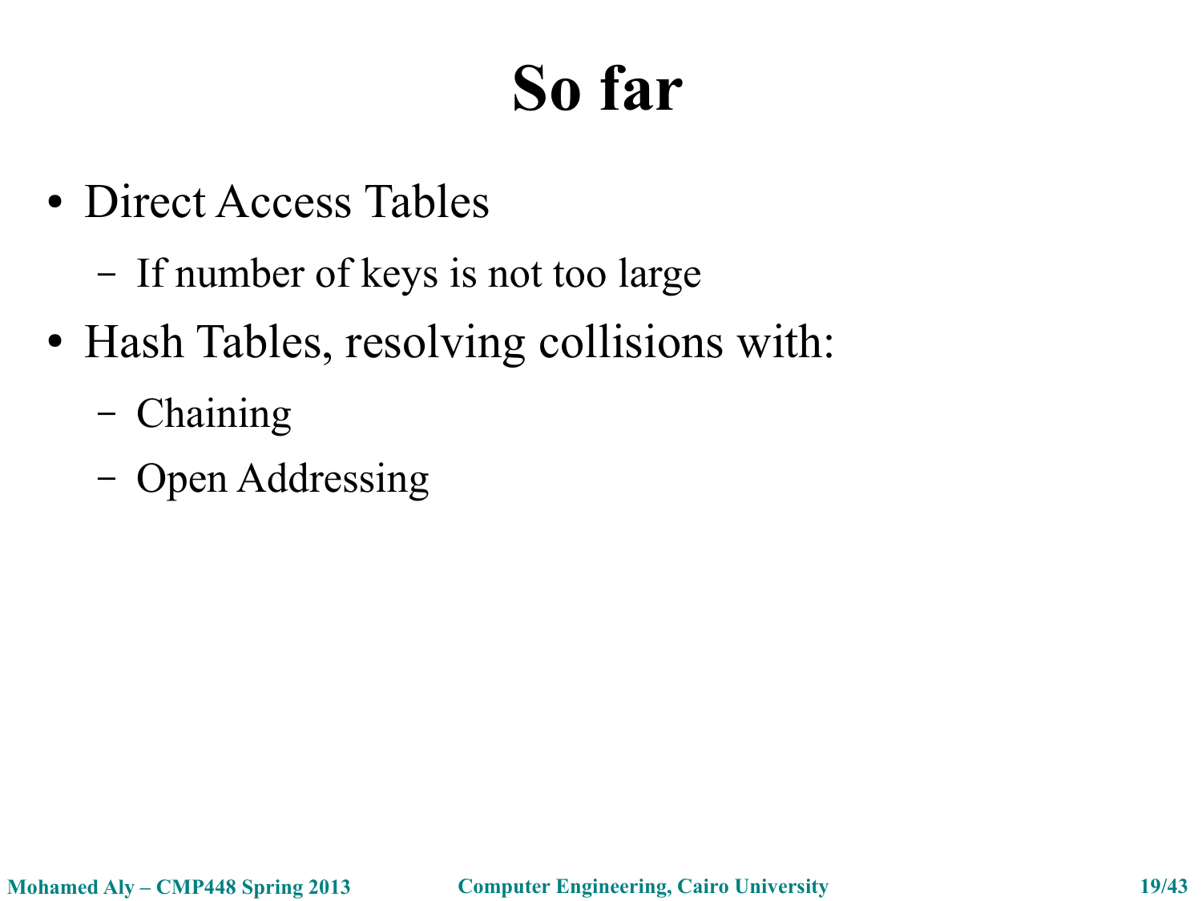# So far

- Direct Access Tables
  - If number of keys is not too large
- Hash Tables, resolving collisions with:
  - Chaining
  - Open Addressing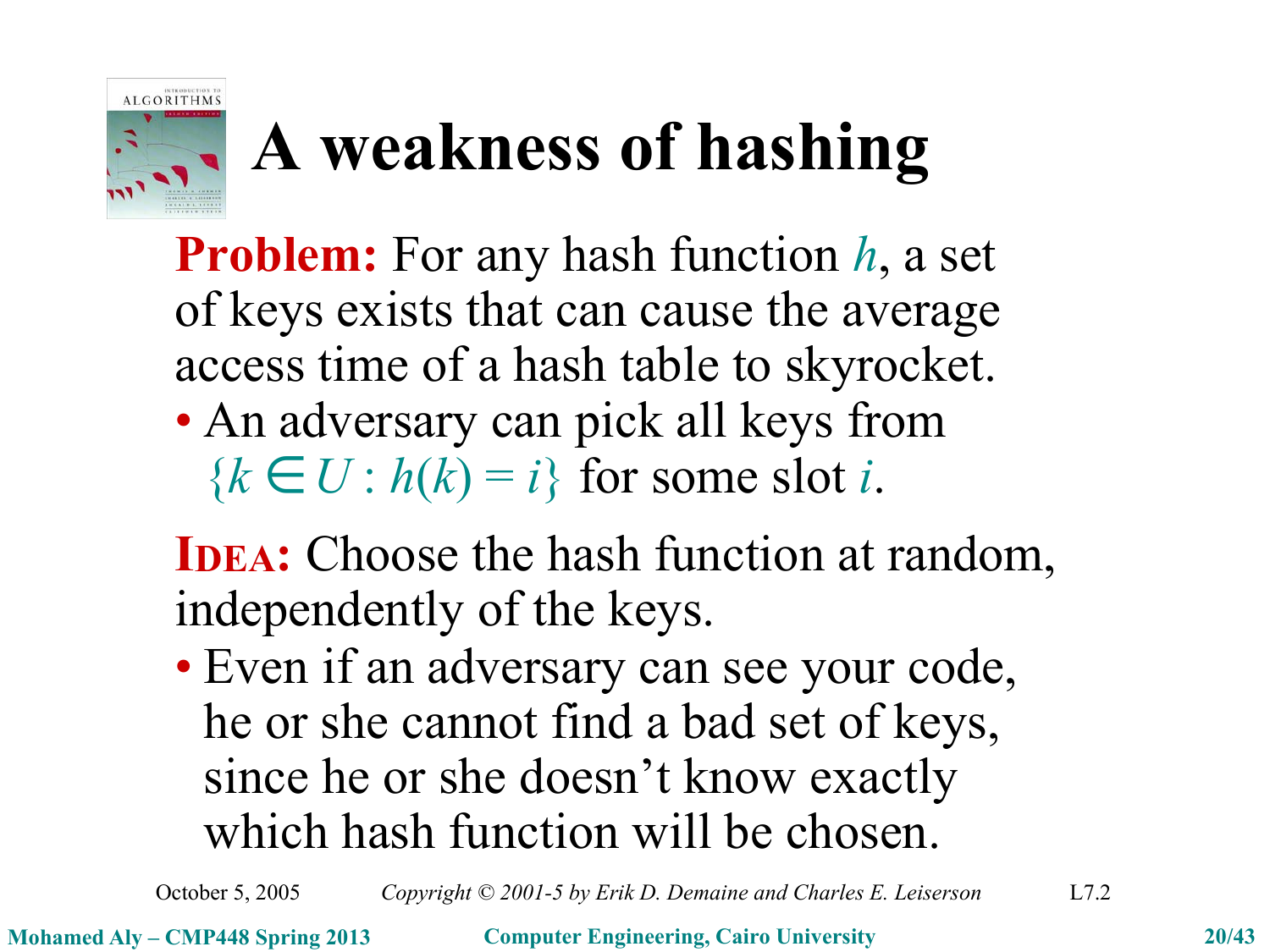# A weakness of hashing

**Problem:** For any hash function $h$, a set of keys exists that can cause the average access time of a hash table to skyrocket.

- An adversary can pick all keys from $\{k \in U : h(k) = i\}$ for some slot $i$.

**IDEA:** Choose the hash function at random, independently of the keys.

- Even if an adversary can see your code, he or she cannot find a bad set of keys, since he or she doesn't know exactly which hash function will be chosen.

October 5, 2005 *Copyright © 2001-5 by Erik D. Demaine and Charles E. Leiserson* L7.2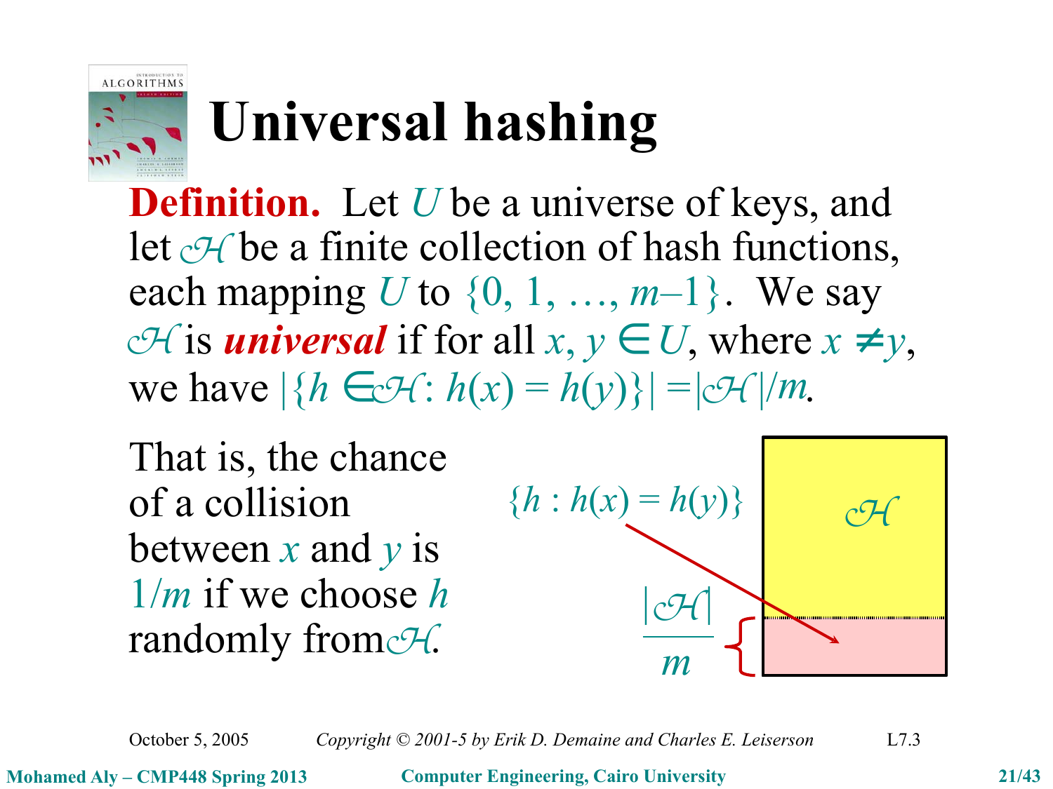# Universal hashing

**Definition.** Let $U$ be a universe of keys, and let $\mathcal{H}$ be a finite collection of hash functions, each mapping $U$ to $\{0, 1, \ldots, m-1\}$. We say $\mathcal{H}$ is ***universal*** if for all $x, y \in U$, where $x \neq y$, we have $|\{h \in \mathcal{H} : h(x) = h(y)\}| = |\mathcal{H}|/m$.

That is, the chance of a collision between $x$ and $y$ is $1/m$ if we choose $h$ randomly from $\mathcal{H}$.

$\{h : h(x) = h(y)\}$

$\mathcal{H}$

$\dfrac{|\mathcal{H}|}{m}$

October 5, 2005 — Copyright © 2001-5 by Erik D. Demaine and Charles E. Leiserson — L7.3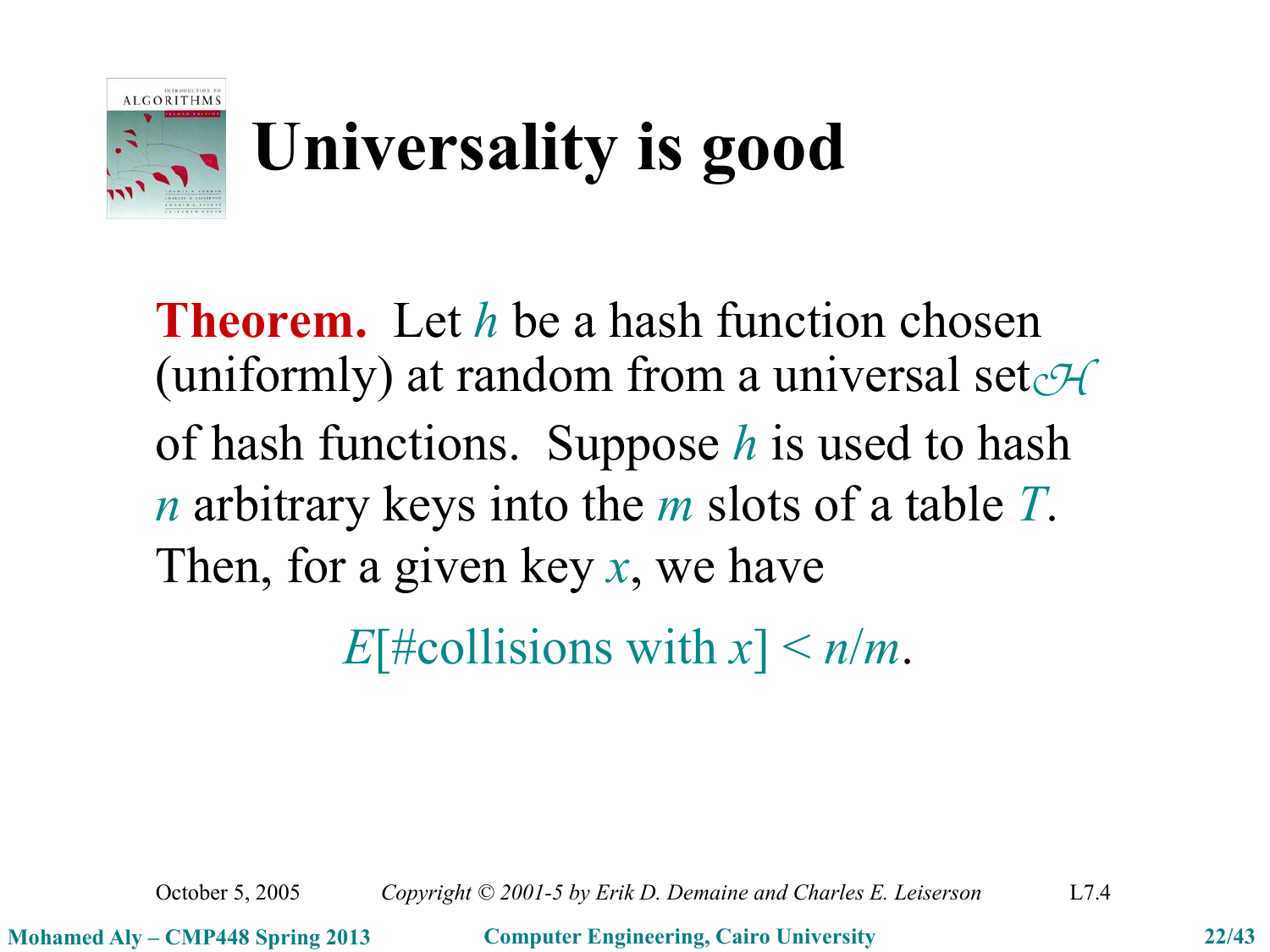# Universality is good

**Theorem.** Let $h$ be a hash function chosen (uniformly) at random from a universal set $\mathcal{H}$ of hash functions. Suppose $h$ is used to hash $n$ arbitrary keys into the $m$ slots of a table $T$. Then, for a given key $x$, we have

$$E[\#\text{collisions with } x] < n/m.$$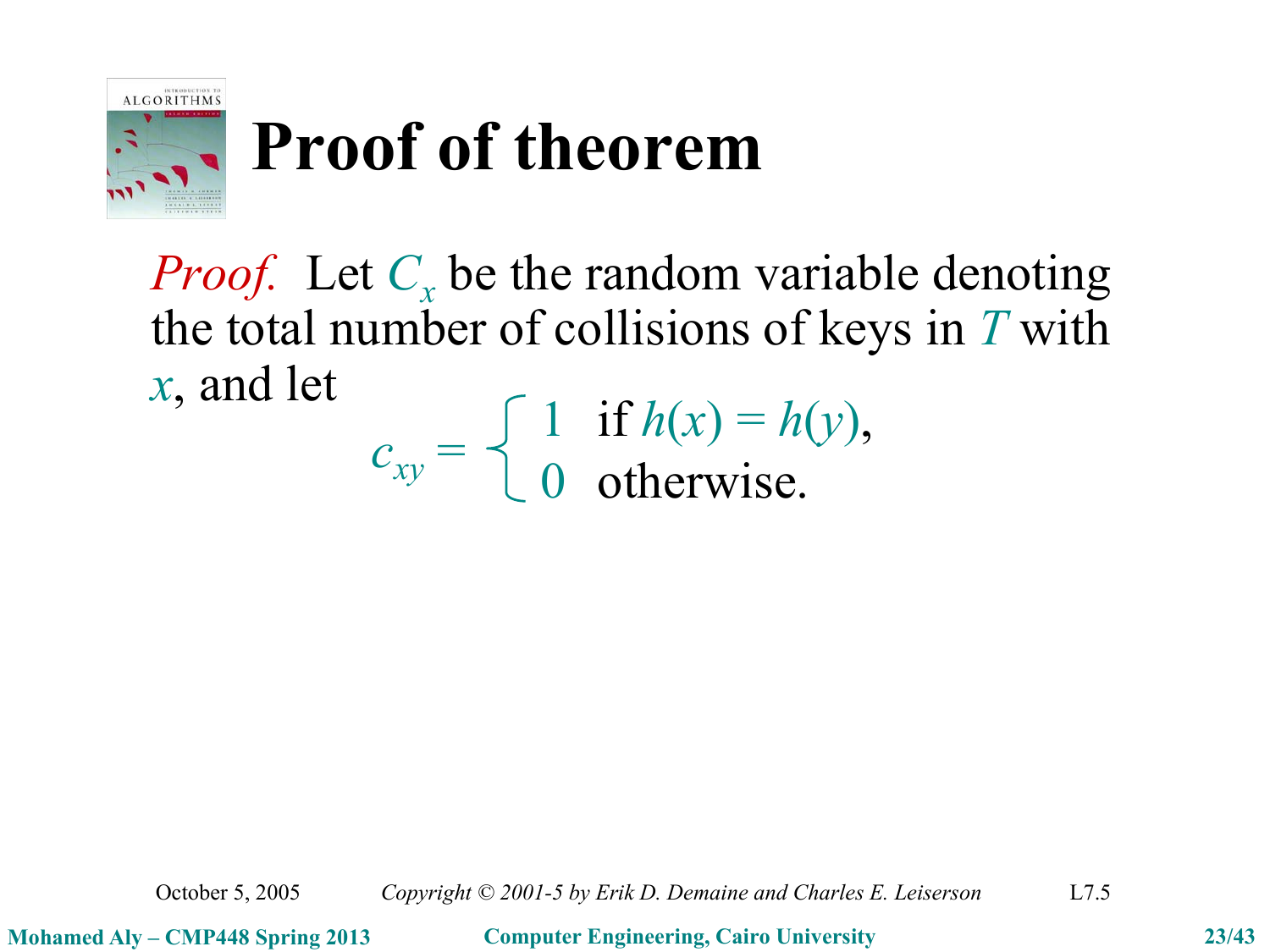# Proof of theorem

*Proof.* Let $C_x$ be the random variable denoting the total number of collisions of keys in $T$ with $x$, and let

$$c_{xy} = \begin{cases} 1 & \text{if } h(x) = h(y), \\ 0 & \text{otherwise.} \end{cases}$$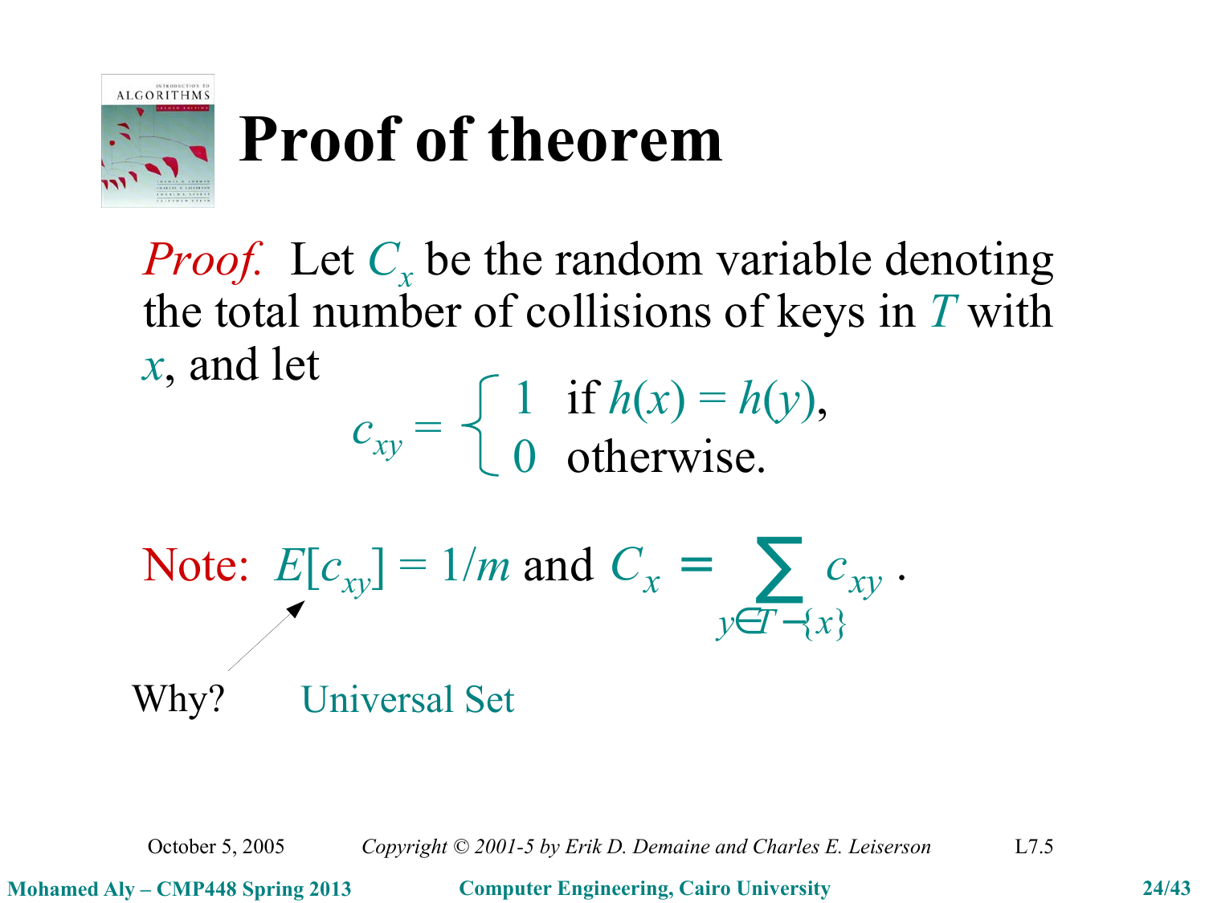# Proof of theorem

*Proof.* Let $C_x$ be the random variable denoting the total number of collisions of keys in $T$ with $x$, and let

$$c_{xy} = \begin{cases} 1 & \text{if } h(x) = h(y), \\ 0 & \text{otherwise.} \end{cases}$$

Note: $E[c_{xy}] = 1/m$ and $C_x = \sum_{y \in T - \{x\}} c_{xy}$.

Why? Universal Set

October 5, 2005 *Copyright © 2001-5 by Erik D. Demaine and Charles E. Leiserson* L7.5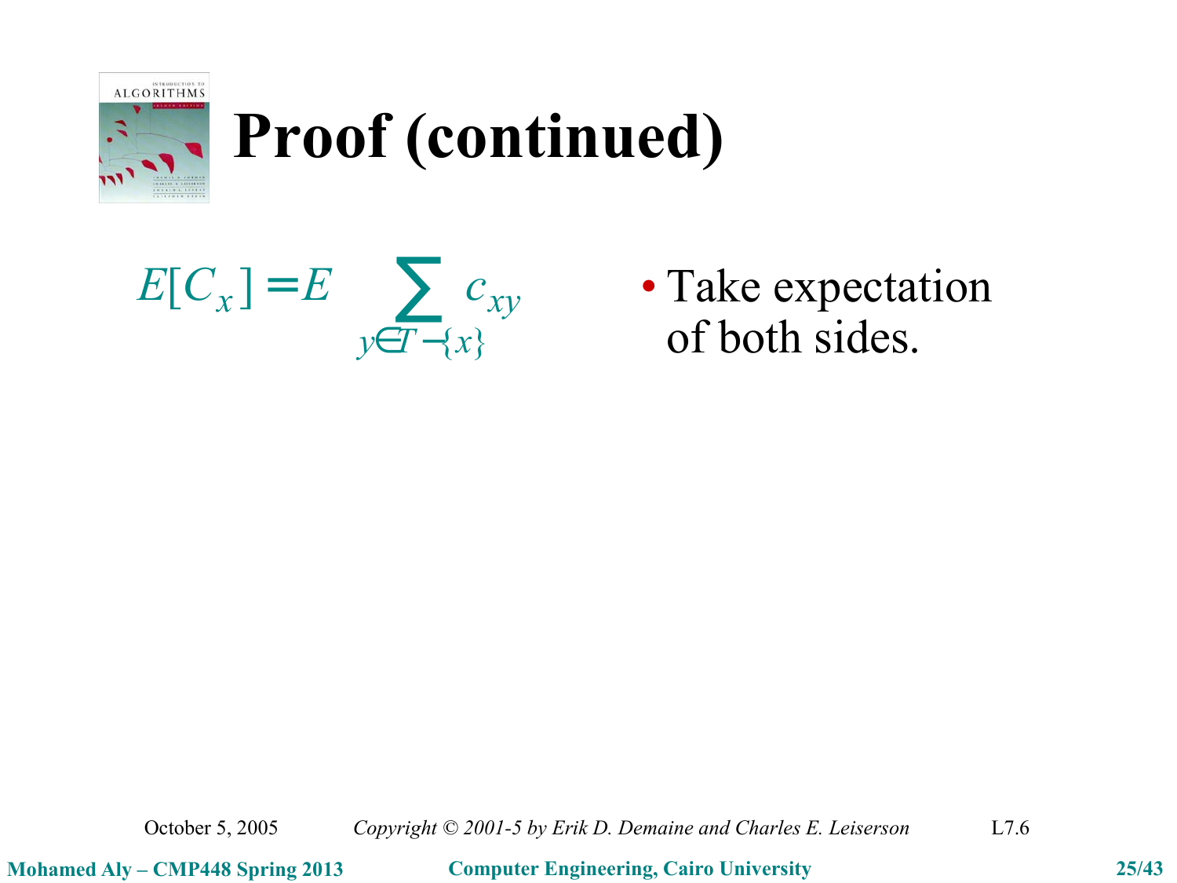# Proof (continued)

$$E[C_x] = E\left[\sum_{y \in T - \{x\}} c_{xy}\right]$$

- Take expectation of both sides.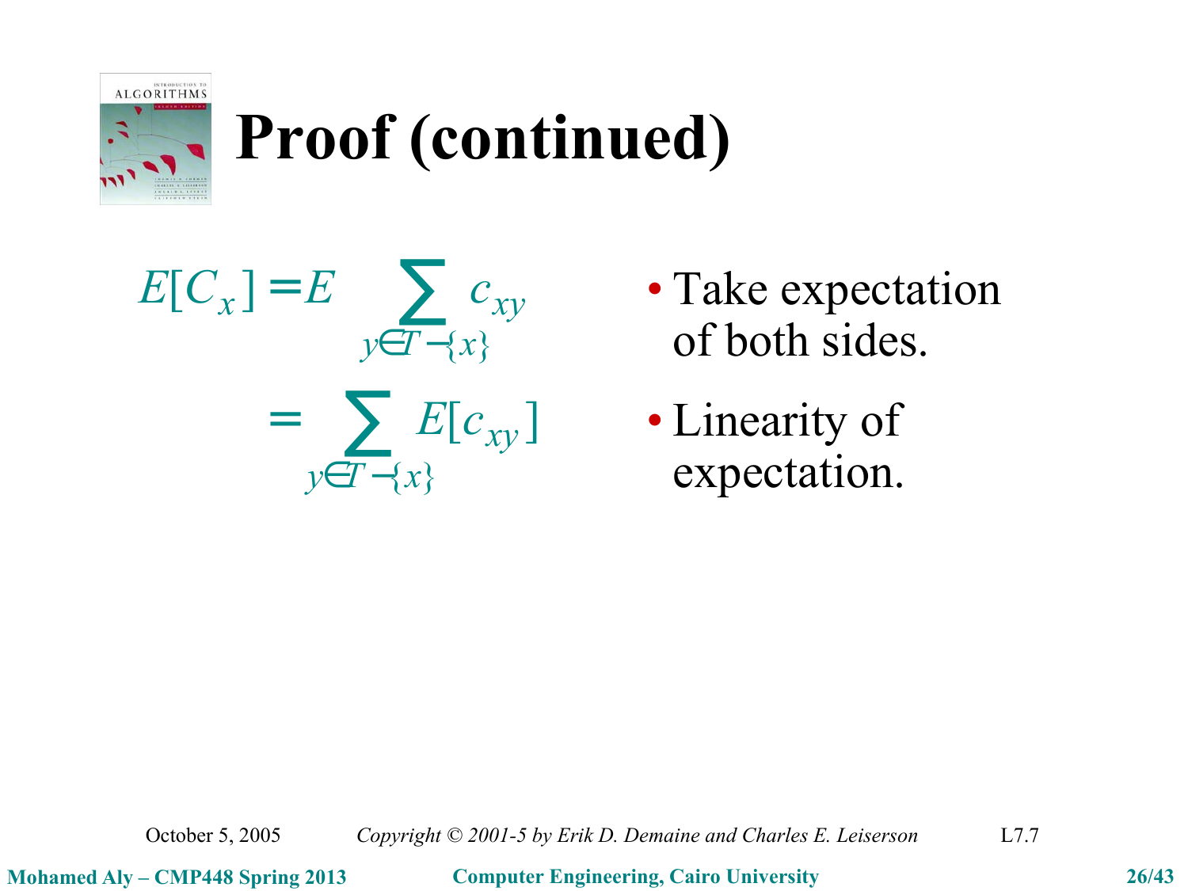# Proof (continued)

$$E[C_x] = E\left[\sum_{y \in T - \{x\}} c_{xy}\right]$$

- Take expectation of both sides.

$$= \sum_{y \in T - \{x\}} E[c_{xy}]$$

- Linearity of expectation.

October 5, 2005 *Copyright © 2001-5 by Erik D. Demaine and Charles E. Leiserson* L7.7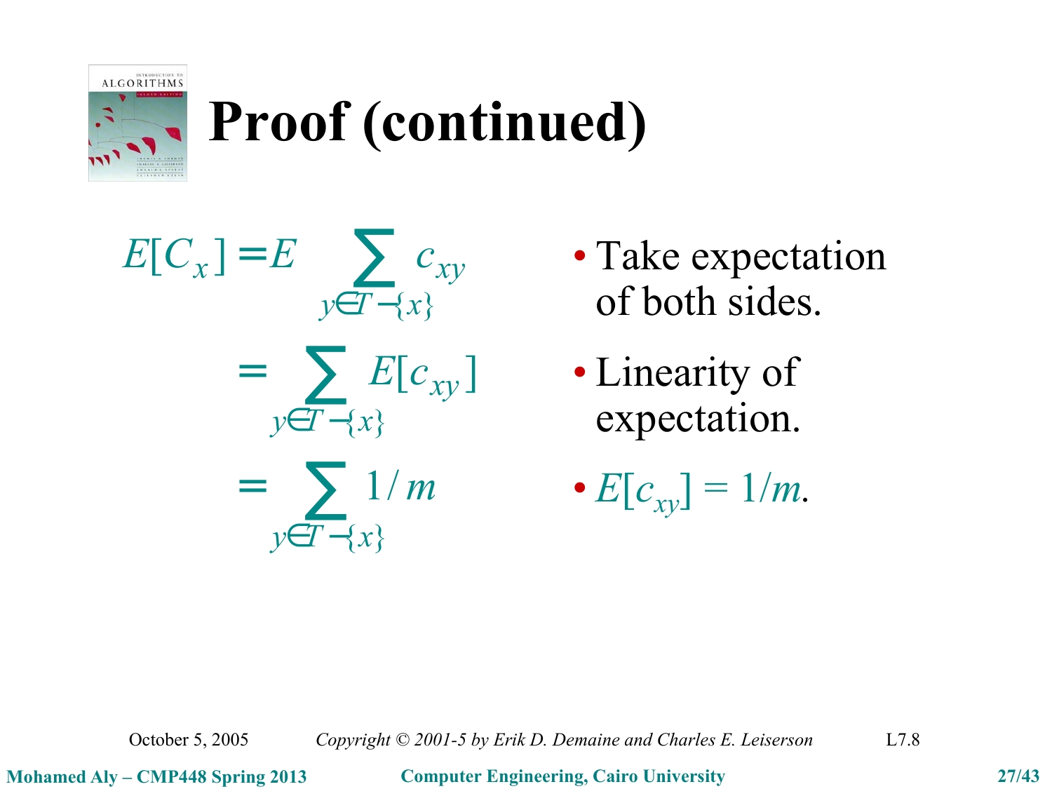# Proof (continued)

$$E[C_x] = E\left[\sum_{y \in T - \{x\}} c_{xy}\right]$$

- Take expectation of both sides.

$$= \sum_{y \in T - \{x\}} E[c_{xy}]$$

- Linearity of expectation.

$$= \sum_{y \in T - \{x\}} 1/m$$

- $E[c_{xy}] = 1/m$.

October 5, 2005 *Copyright © 2001-5 by Erik D. Demaine and Charles E. Leiserson* L7.8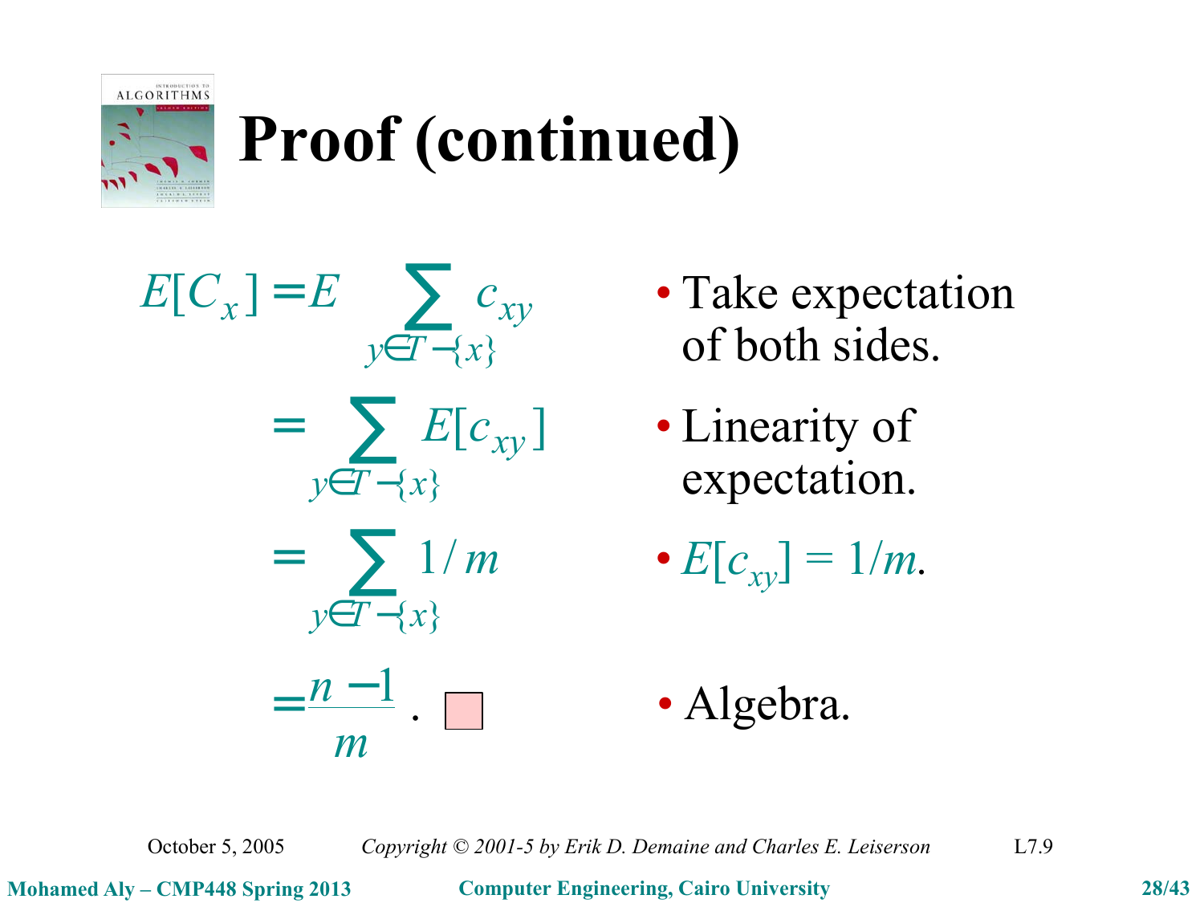# Proof (continued)

$$E[C_x] = E\left[\sum_{y \in T - \{x\}} c_{xy}\right]$$

- Take expectation of both sides.

$$= \sum_{y \in T - \{x\}} E[c_{xy}]$$

- Linearity of expectation.

$$= \sum_{y \in T - \{x\}} 1/m$$

- $E[c_{xy}] = 1/m$.

$$= \frac{n-1}{m} . \quad \square$$

- Algebra.

October 5, 2005 — *Copyright © 2001-5 by Erik D. Demaine and Charles E. Leiserson* — L7.9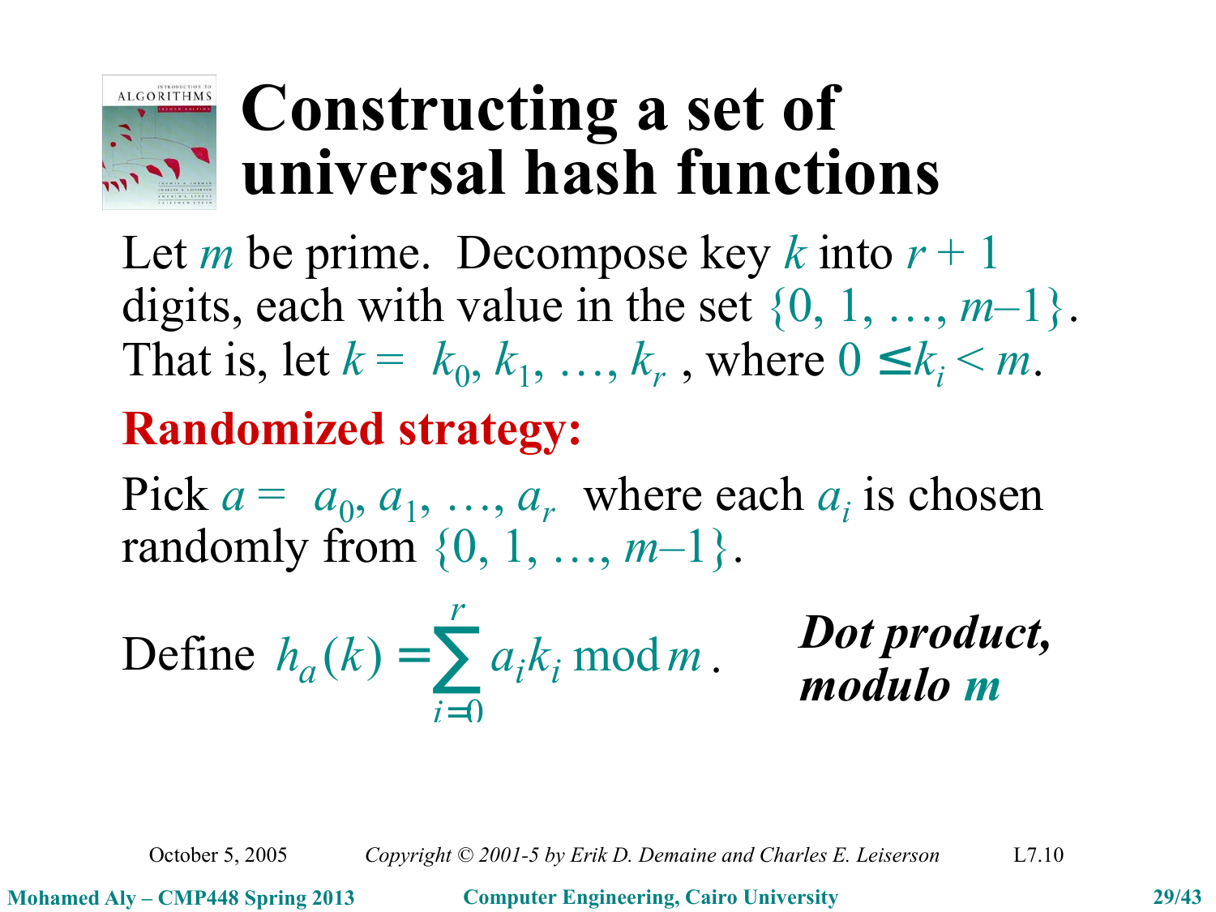# Constructing a set of universal hash functions

Let $m$ be prime. Decompose key $k$ into $r + 1$ digits, each with value in the set $\{0, 1, \ldots, m-1\}$. That is, let $k = \langle k_0, k_1, \ldots, k_r \rangle$, where $0 \le k_i < m$.

**Randomized strategy:**

Pick $a = \langle a_0, a_1, \ldots, a_r \rangle$ where each $a_i$ is chosen randomly from $\{0, 1, \ldots, m-1\}$.

Define $h_a(k) = \sum_{i=0}^{r} a_i k_i \bmod m$.

***Dot product, modulo m***

October 5, 2005 *Copyright © 2001-5 by Erik D. Demaine and Charles E. Leiserson* L7.10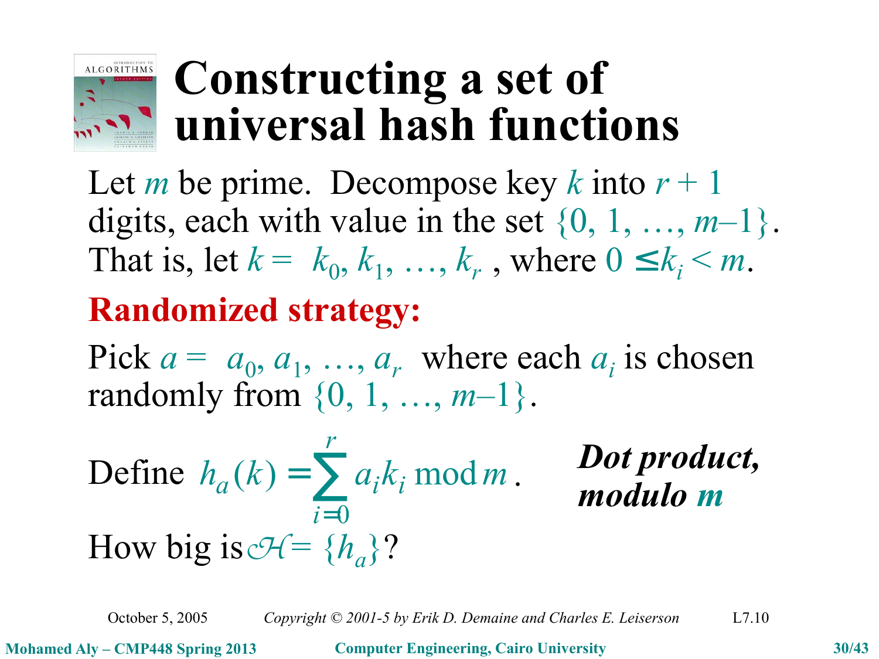# Constructing a set of universal hash functions

Let $m$ be prime. Decompose key $k$ into $r + 1$ digits, each with value in the set $\{0, 1, \ldots, m-1\}$. That is, let $k = \langle k_0, k_1, \ldots, k_r \rangle$, where $0 \le k_i < m$.

**Randomized strategy:**

Pick $a = \langle a_0, a_1, \ldots, a_r \rangle$ where each $a_i$ is chosen randomly from $\{0, 1, \ldots, m-1\}$.

Define $h_a(k) = \sum_{i=0}^{r} a_i k_i \bmod m$.

***Dot product, modulo m***

How big is $\mathcal{H} = \{h_a\}$?

October 5, 2005 *Copyright © 2001-5 by Erik D. Demaine and Charles E. Leiserson* L7.10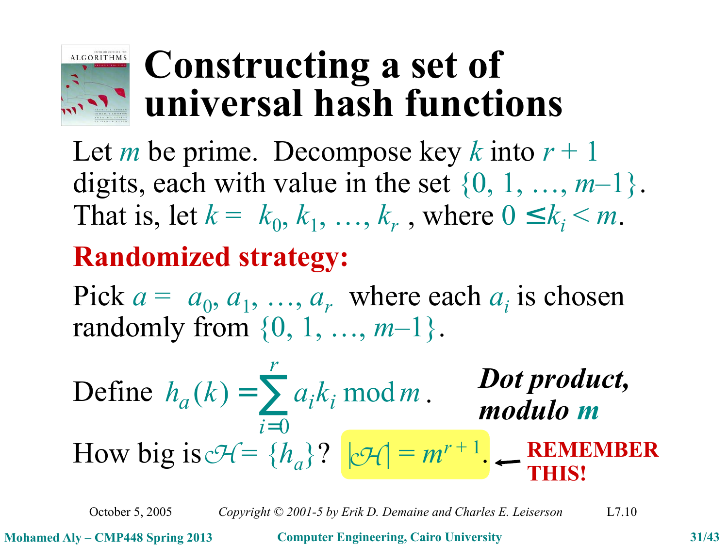# Constructing a set of universal hash functions

Let $m$ be prime. Decompose key $k$ into $r + 1$ digits, each with value in the set $\{0, 1, \ldots, m-1\}$. That is, let $k = \langle k_0, k_1, \ldots, k_r \rangle$, where $0 \le k_i < m$.

**Randomized strategy:**

Pick $a = \langle a_0, a_1, \ldots, a_r \rangle$ where each $a_i$ is chosen randomly from $\{0, 1, \ldots, m-1\}$.

Define $h_a(k) = \sum_{i=0}^{r} a_i k_i \bmod m$.

***Dot product, modulo m***

How big is $\mathcal{H} = \{h_a\}$? $|\mathcal{H}| = m^{r+1}$. ← **REMEMBER THIS!**

October 5, 2005 *Copyright © 2001-5 by Erik D. Demaine and Charles E. Leiserson* L7.10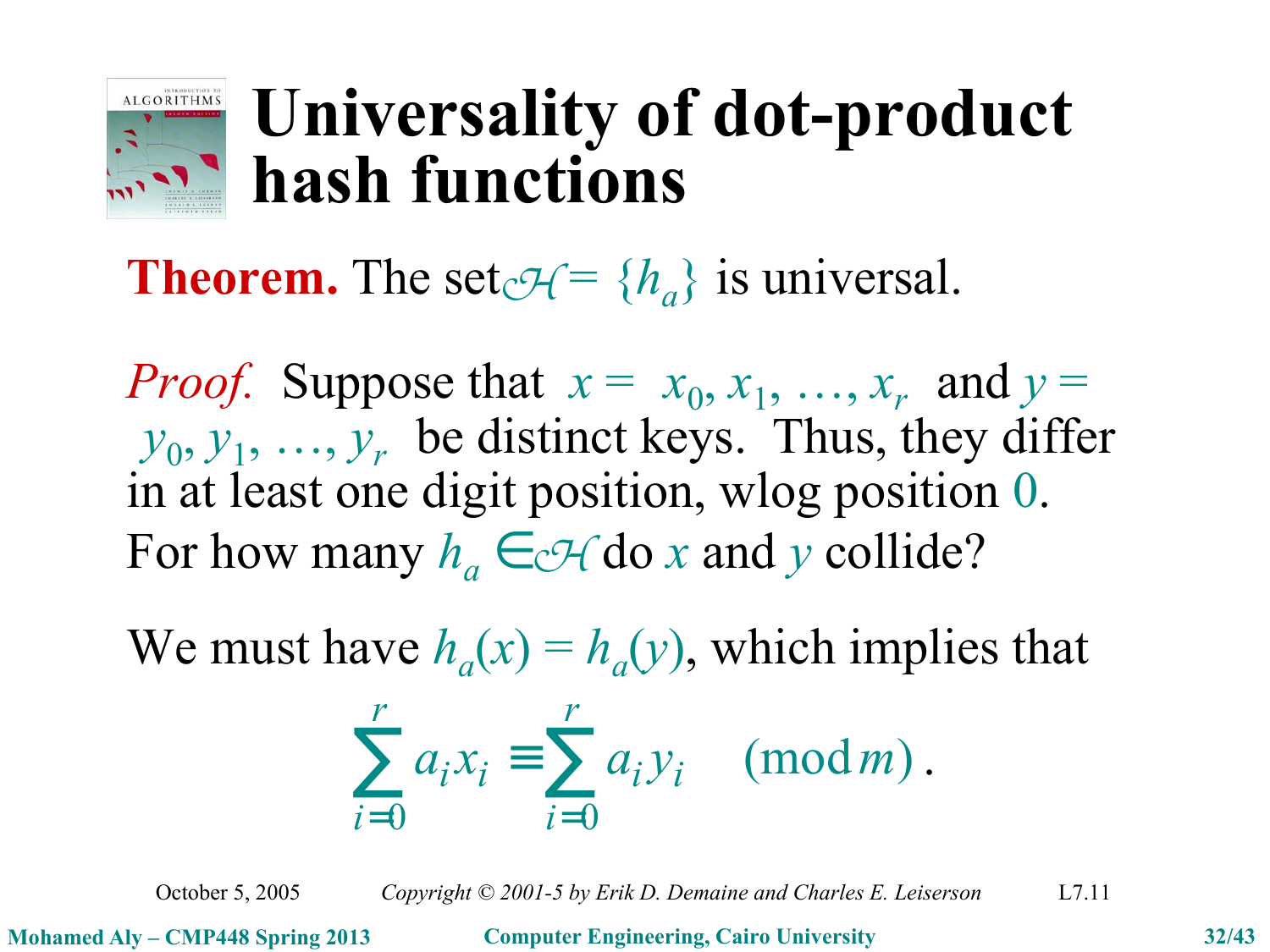# Universality of dot-product hash functions

**Theorem.** The set $\mathcal{H} = \{h_a\}$ is universal.

*Proof.* Suppose that $x = \langle x_0, x_1, \ldots, x_r \rangle$ and $y = \langle y_0, y_1, \ldots, y_r \rangle$ be distinct keys. Thus, they differ in at least one digit position, wlog position $0$. For how many $h_a \in \mathcal{H}$ do $x$ and $y$ collide?

We must have $h_a(x) = h_a(y)$, which implies that

$$\sum_{i=0}^{r} a_i x_i \equiv \sum_{i=0}^{r} a_i y_i \pmod{m}.$$

October 5, 2005 Copyright © 2001-5 by Erik D. Demaine and Charles E. Leiserson L7.11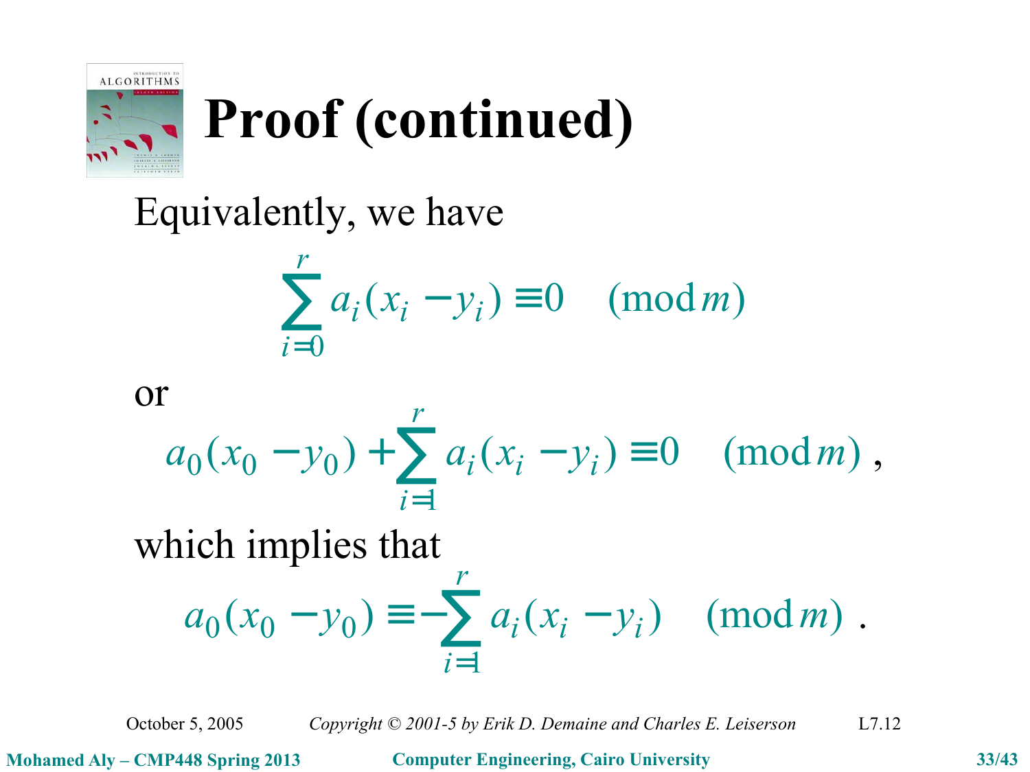# Proof (continued)

Equivalently, we have

$$\sum_{i=0}^{r} a_i(x_i - y_i) \equiv 0 \pmod{m}$$

or

$$a_0(x_0 - y_0) + \sum_{i=1}^{r} a_i(x_i - y_i) \equiv 0 \pmod{m},$$

which implies that

$$a_0(x_0 - y_0) \equiv -\sum_{i=1}^{r} a_i(x_i - y_i) \pmod{m}.$$

October 5, 2005 *Copyright © 2001-5 by Erik D. Demaine and Charles E. Leiserson* L7.12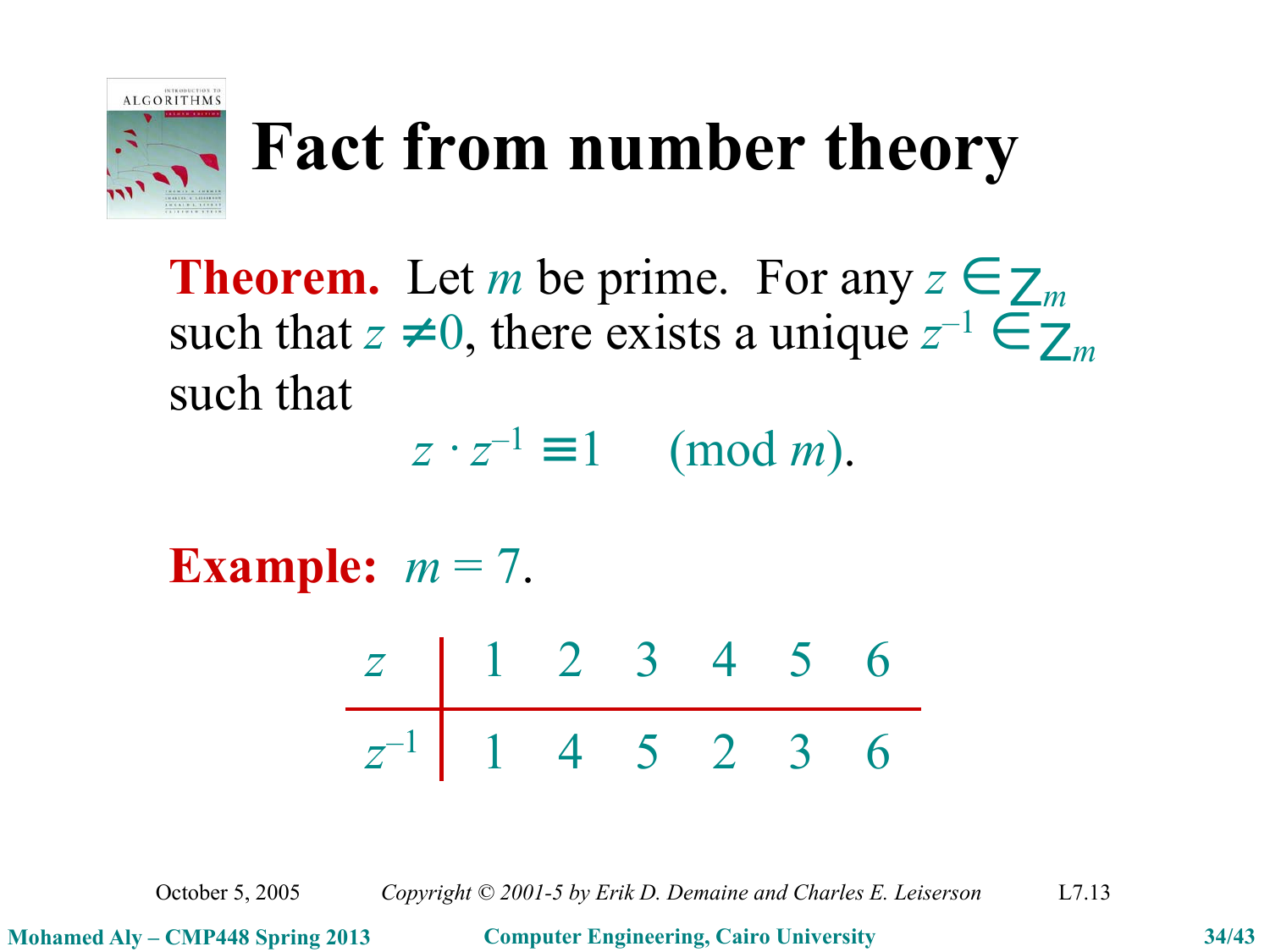# Fact from number theory

**Theorem.** Let $m$ be prime. For any $z \in \mathbb{Z}_m$ such that $z \neq 0$, there exists a unique $z^{-1} \in \mathbb{Z}_m$ such that

$$z \cdot z^{-1} \equiv 1 \pmod{m}.$$

**Example:** $m = 7$.

| $z$ | 1 | 2 | 3 | 4 | 5 | 6 |
|---|---|---|---|---|---|---|
| $z^{-1}$ | 1 | 4 | 5 | 2 | 3 | 6 |

October 5, 2005 — Copyright © 2001-5 by Erik D. Demaine and Charles E. Leiserson — L7.13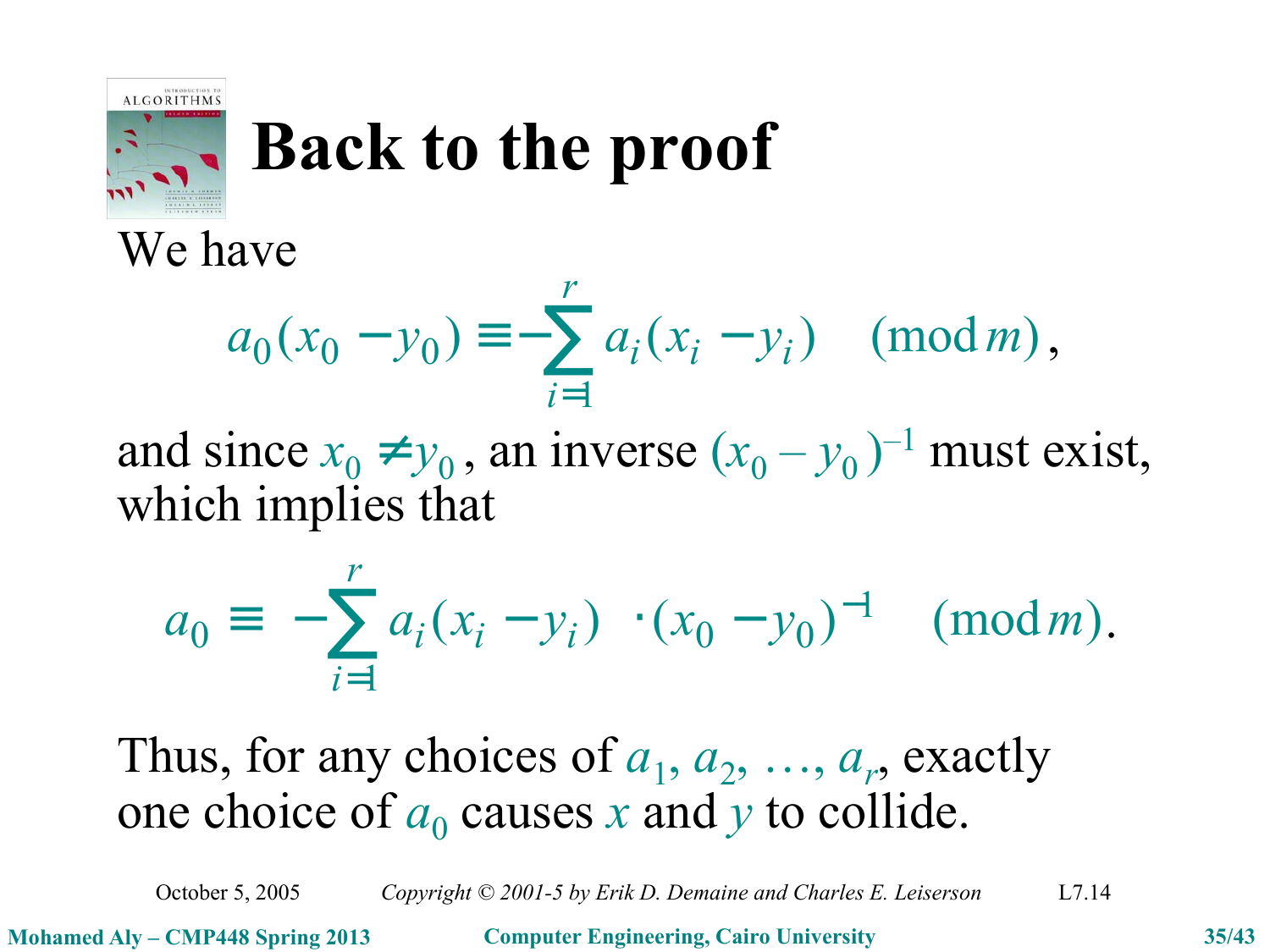# Back to the proof

We have

$$a_0(x_0 - y_0) \equiv -\sum_{i=1}^{r} a_i(x_i - y_i) \pmod{m},$$

and since $x_0 \neq y_0$, an inverse $(x_0 - y_0)^{-1}$ must exist, which implies that

$$a_0 \equiv \left(-\sum_{i=1}^{r} a_i(x_i - y_i)\right) \cdot (x_0 - y_0)^{-1} \pmod{m}.$$

Thus, for any choices of $a_1, a_2, \ldots, a_r$, exactly one choice of $a_0$ causes $x$ and $y$ to collide.

October 5, 2005 Copyright © 2001-5 by Erik D. Demaine and Charles E. Leiserson L7.14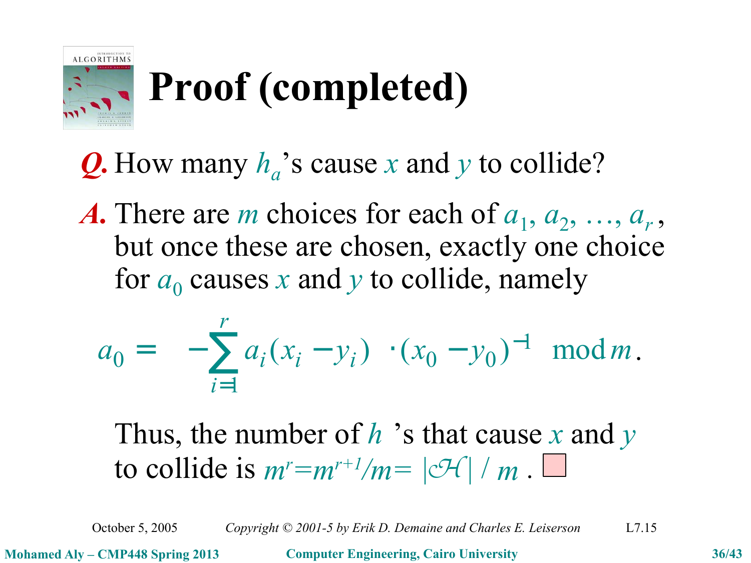# Proof (completed)

***Q.*** How many $h_a$'s cause $x$ and $y$ to collide?

***A.*** There are $m$ choices for each of $a_1, a_2, \ldots, a_r$, but once these are chosen, exactly one choice for $a_0$ causes $x$ and $y$ to collide, namely

$$a_0 = \left( -\sum_{i=1}^{r} a_i (x_i - y_i) \right) \cdot (x_0 - y_0)^{-1} \mod m .$$

Thus, the number of $h_a$'s that cause $x$ and $y$ to collide is $m^r = m^{r+1}/m = |\mathcal{H}| / m$. □

October 5, 2005 *Copyright © 2001-5 by Erik D. Demaine and Charles E. Leiserson* L7.15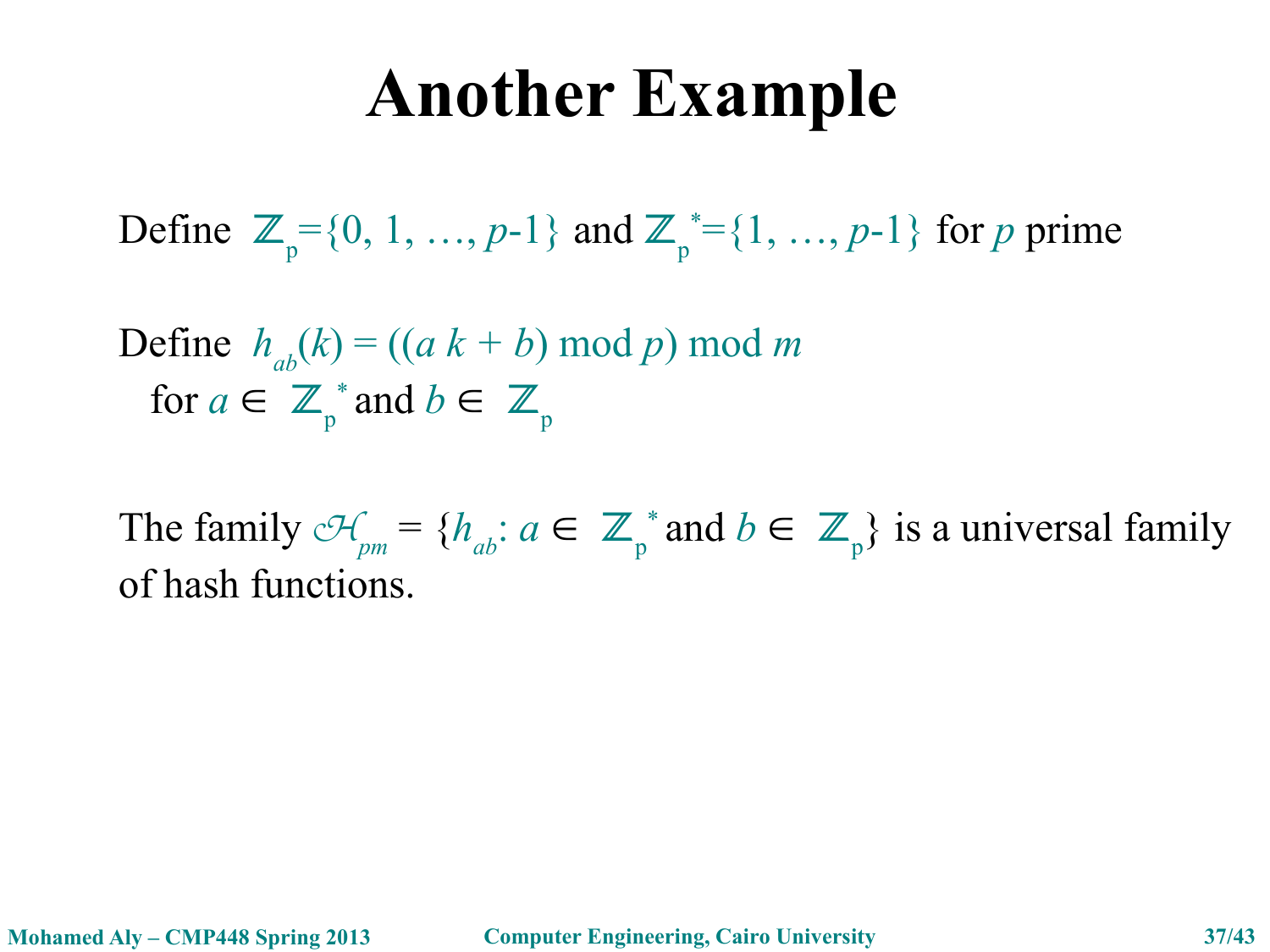# Another Example

Define $\mathbb{Z}_p = \{0, 1, \ldots, p\text{-}1\}$ and $\mathbb{Z}_p^* = \{1, \ldots, p\text{-}1\}$ for $p$ prime

Define $h_{ab}(k) = ((a\ k + b) \bmod p) \bmod m$
for $a \in \mathbb{Z}_p^*$ and $b \in \mathbb{Z}_p$

The family $\mathcal{H}_{pm} = \{h_{ab}: a \in \mathbb{Z}_p^* \text{ and } b \in \mathbb{Z}_p\}$ is a universal family of hash functions.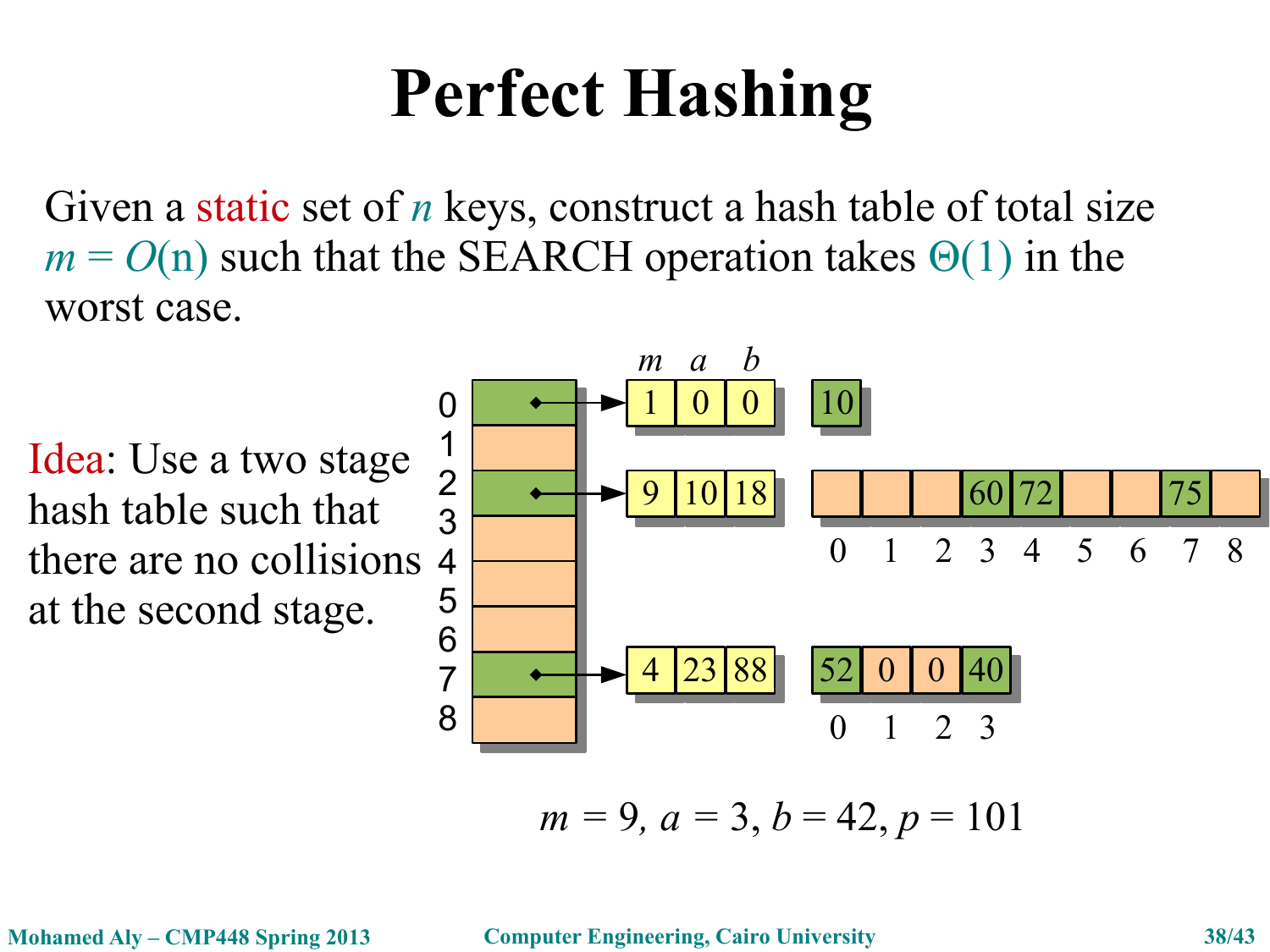# Perfect Hashing

Given a static set of $n$ keys, construct a hash table of total size $m = O(n)$ such that the SEARCH operation takes $\Theta(1)$ in the worst case.

Idea: Use a two stage hash table such that there are no collisions at the second stage.

| Slot | $m$ | $a$ | $b$ | Second-stage table |
|---|---|---|---|---|
| 0 | 1 | 0 | 0 | [0]: 10 |
| 1 | | | | |
| 2 | 9 | 10 | 18 | [3]: 60, [4]: 72, [7]: 75 (slots 0–8) |
| 3 | | | | |
| 4 | | | | |
| 5 | | | | |
| 6 | | | | |
| 7 | 4 | 23 | 88 | [0]: 52, [1]: 0, [2]: 0, [3]: 40 |
| 8 | | | | |

$m = 9,\ a = 3,\ b = 42,\ p = 101$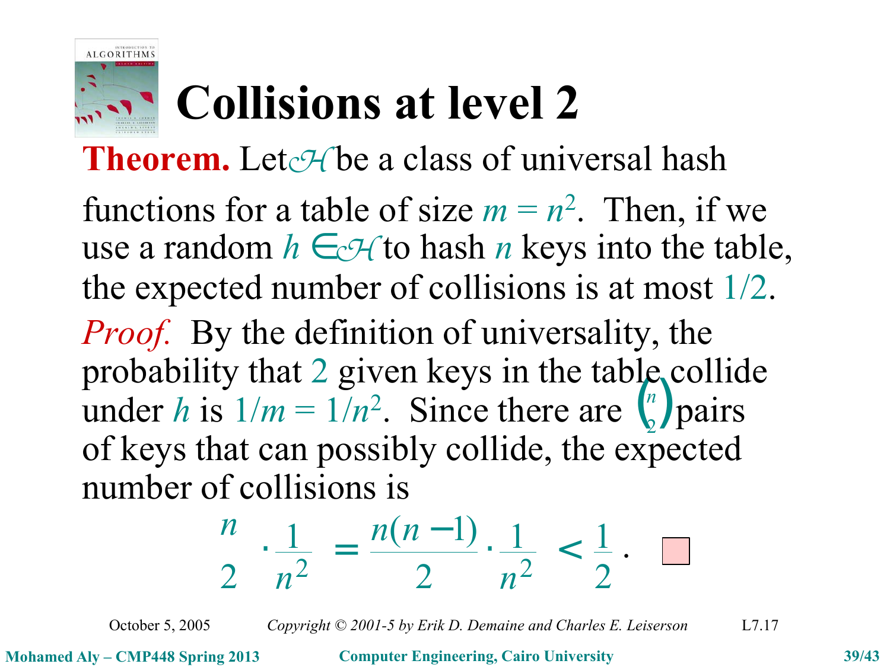# Collisions at level 2

**Theorem.** Let $\mathcal{H}$ be a class of universal hash functions for a table of size $m = n^2$. Then, if we use a random $h \in \mathcal{H}$ to hash $n$ keys into the table, the expected number of collisions is at most $1/2$.

*Proof.* By the definition of universality, the probability that 2 given keys in the table collide under $h$ is $1/m = 1/n^2$. Since there are $\binom{n}{2}$ pairs of keys that can possibly collide, the expected number of collisions is

$$\binom{n}{2} \cdot \frac{1}{n^2} = \frac{n(n-1)}{2} \cdot \frac{1}{n^2} < \frac{1}{2}. \quad \square$$

October 5, 2005 — Copyright © 2001-5 by Erik D. Demaine and Charles E. Leiserson — L7.17

Mohamed Aly – CMP448 Spring 2013 — Computer Engineering, Cairo University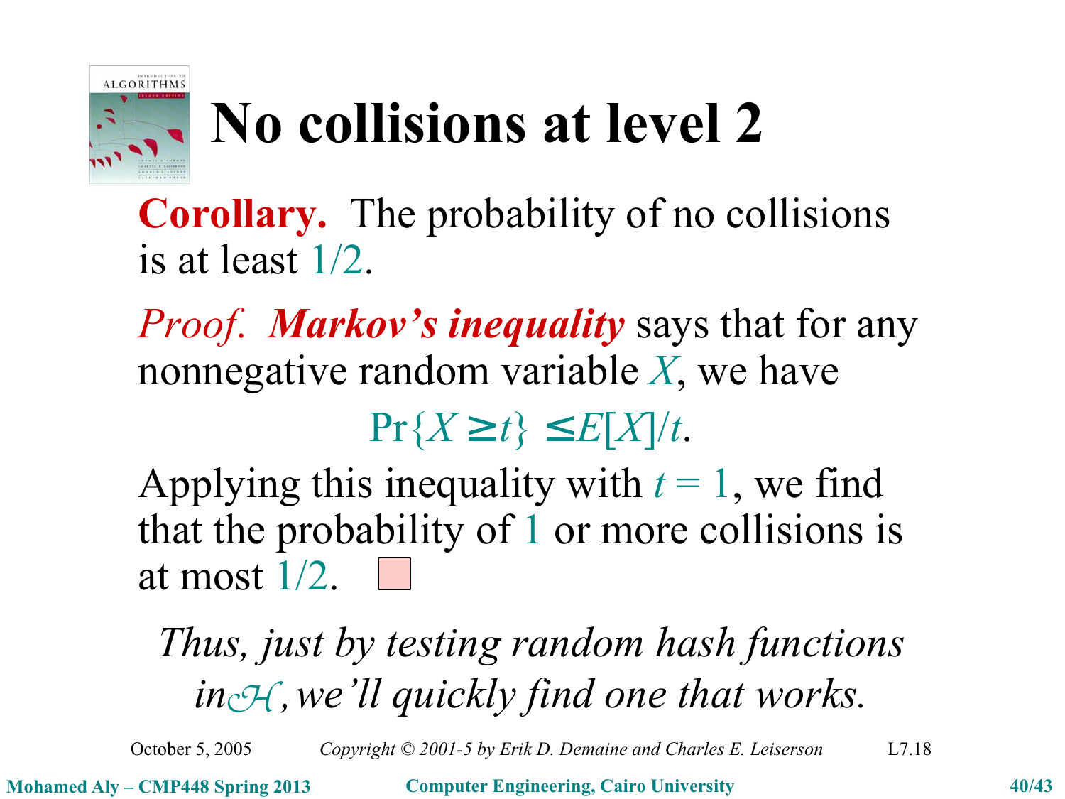# No collisions at level 2

**Corollary.** The probability of no collisions is at least $1/2$.

*Proof.* ***Markov's inequality*** says that for any nonnegative random variable $X$, we have

$$\Pr\{X \geq t\} \leq E[X]/t.$$

Applying this inequality with $t = 1$, we find that the probability of $1$ or more collisions is at most $1/2$. □

*Thus, just by testing random hash functions in $\mathcal{H}$, we'll quickly find one that works.*

October 5, 2005 *Copyright © 2001-5 by Erik D. Demaine and Charles E. Leiserson* L7.18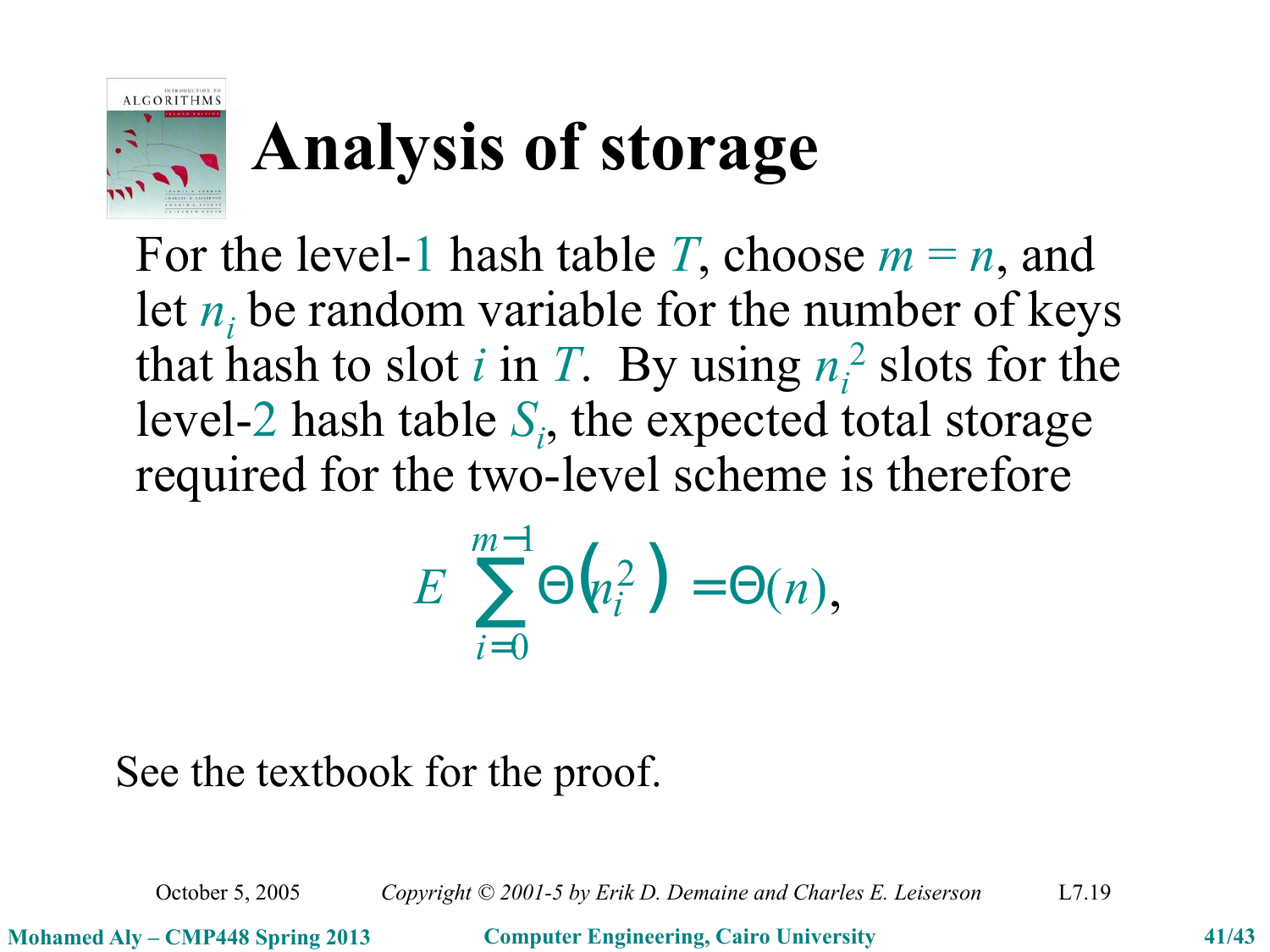# Analysis of storage

For the level-1 hash table $T$, choose $m = n$, and let $n_i$ be random variable for the number of keys that hash to slot $i$ in $T$. By using $n_i^2$ slots for the level-2 hash table $S_i$, the expected total storage required for the two-level scheme is therefore

$$E\left[\sum_{i=0}^{m-1} \Theta\left(n_i^2\right)\right] = \Theta(n),$$

See the textbook for the proof.

October 5, 2005 *Copyright © 2001-5 by Erik D. Demaine and Charles E. Leiserson* L7.19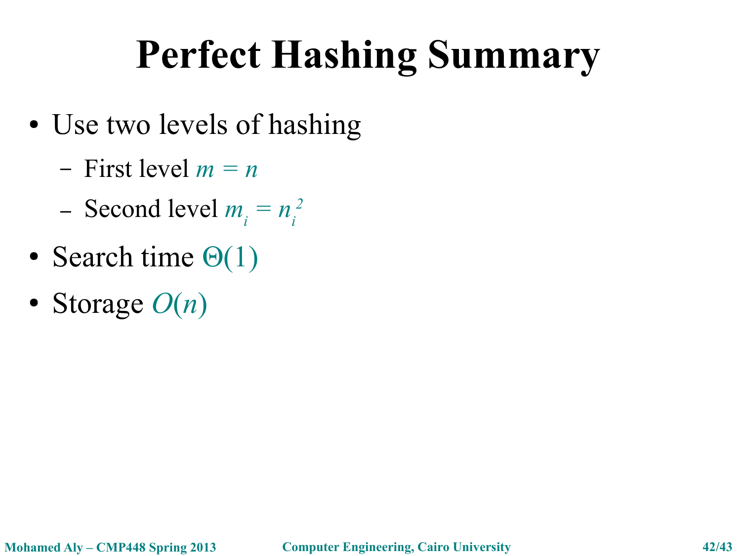# Perfect Hashing Summary

- Use two levels of hashing
  - First level $m = n$
  - Second level $m_i = n_i^2$
- Search time $\Theta(1)$
- Storage $O(n)$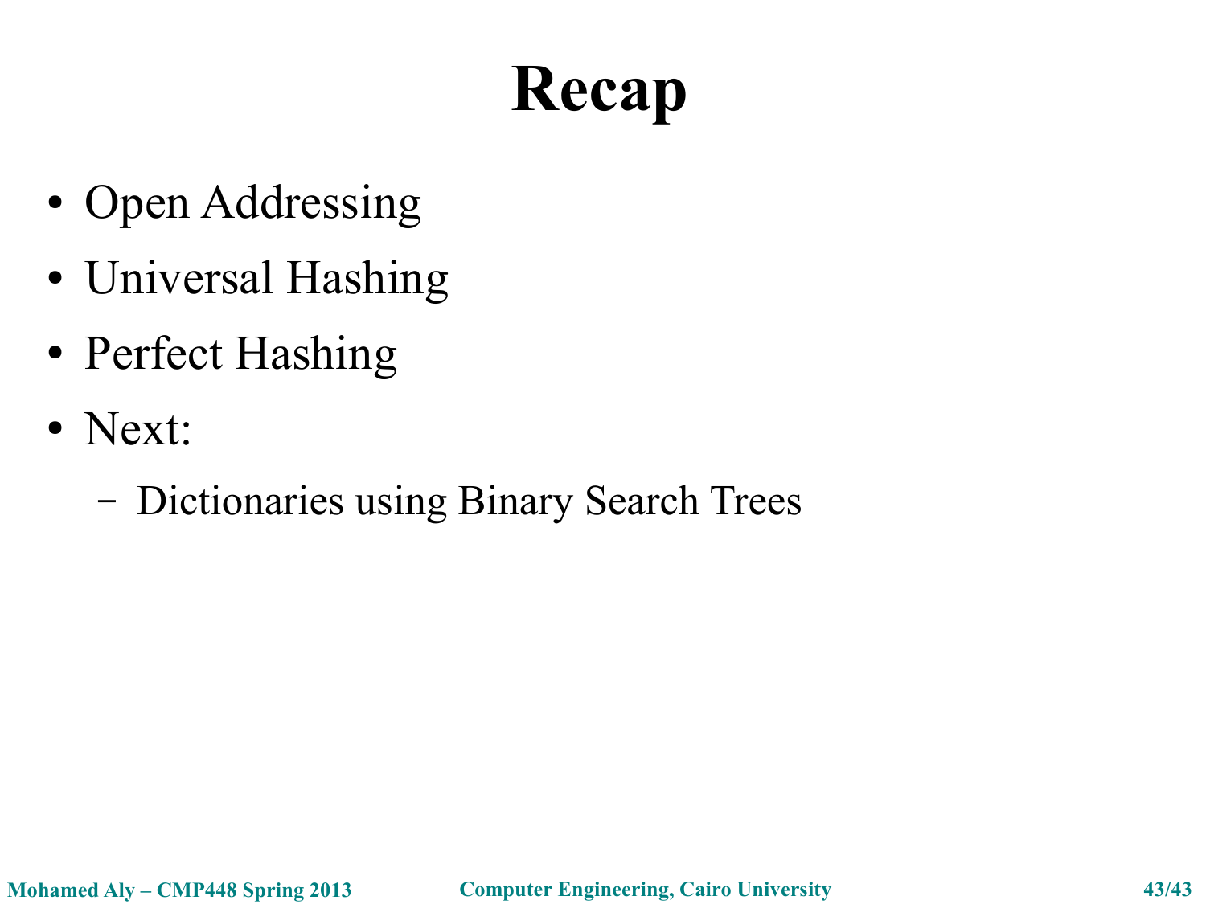# Recap

- Open Addressing
- Universal Hashing
- Perfect Hashing
- Next:
  - Dictionaries using Binary Search Trees